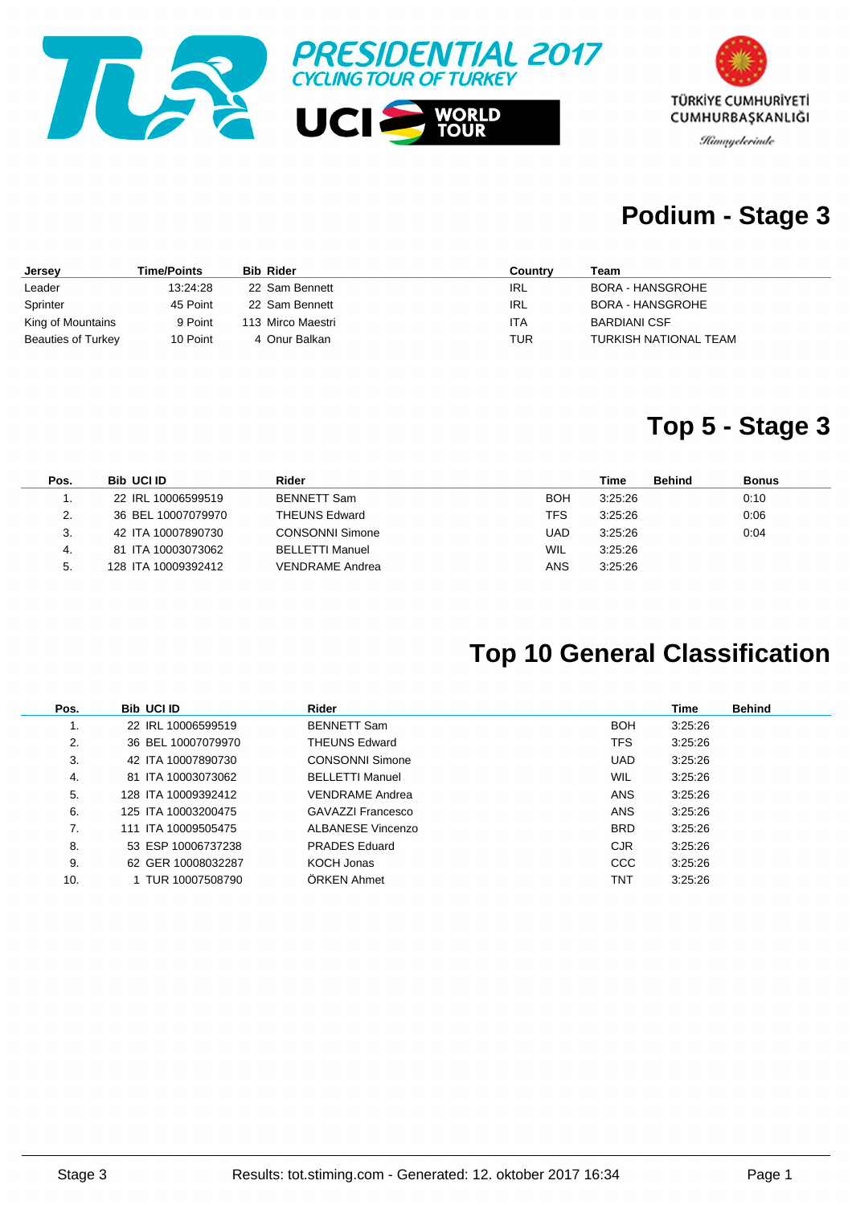PRESIDENTIAL 2017
CYCLING TOUR OF TURKEY

UCI WORLD TOUR

TÜRKİYE CUMHURİYETİ
CUMHURBAŞKANLIĞI
Himayelerinde

# Podium - Stage 3

| Jersey | Time/Points | Bib | Rider | Country | Team |
|---|---|---|---|---|---|
| Leader | 13:24:28 | 22 | Sam Bennett | IRL | BORA - HANSGROHE |
| Sprinter | 45 Point | 22 | Sam Bennett | IRL | BORA - HANSGROHE |
| King of Mountains | 9 Point | 113 | Mirco Maestri | ITA | BARDIANI CSF |
| Beauties of Turkey | 10 Point | 4 | Onur Balkan | TUR | TURKISH NATIONAL TEAM |

# Top 5 - Stage 3

| Pos. | Bib | UCI ID | Rider | | Time | Behind | Bonus |
|---|---|---|---|---|---|---|---|
| 1. | 22 | IRL 10006599519 | BENNETT Sam | BOH | 3:25:26 | | 0:10 |
| 2. | 36 | BEL 10007079970 | THEUNS Edward | TFS | 3:25:26 | | 0:06 |
| 3. | 42 | ITA 10007890730 | CONSONNI Simone | UAD | 3:25:26 | | 0:04 |
| 4. | 81 | ITA 10003073062 | BELLETTI Manuel | WIL | 3:25:26 | | |
| 5. | 128 | ITA 10009392412 | VENDRAME Andrea | ANS | 3:25:26 | | |

# Top 10 General Classification

| Pos. | Bib | UCI ID | Rider | | Time | Behind |
|---|---|---|---|---|---|---|
| 1. | 22 | IRL 10006599519 | BENNETT Sam | BOH | 3:25:26 | |
| 2. | 36 | BEL 10007079970 | THEUNS Edward | TFS | 3:25:26 | |
| 3. | 42 | ITA 10007890730 | CONSONNI Simone | UAD | 3:25:26 | |
| 4. | 81 | ITA 10003073062 | BELLETTI Manuel | WIL | 3:25:26 | |
| 5. | 128 | ITA 10009392412 | VENDRAME Andrea | ANS | 3:25:26 | |
| 6. | 125 | ITA 10003200475 | GAVAZZI Francesco | ANS | 3:25:26 | |
| 7. | 111 | ITA 10009505475 | ALBANESE Vincenzo | BRD | 3:25:26 | |
| 8. | 53 | ESP 10006737238 | PRADES Eduard | CJR | 3:25:26 | |
| 9. | 62 | GER 10008032287 | KOCH Jonas | CCC | 3:25:26 | |
| 10. | 1 | TUR 10007508790 | ÖRKEN Ahmet | TNT | 3:25:26 | |

Stage 3 Results: tot.stiming.com - Generated: 12. oktober 2017 16:34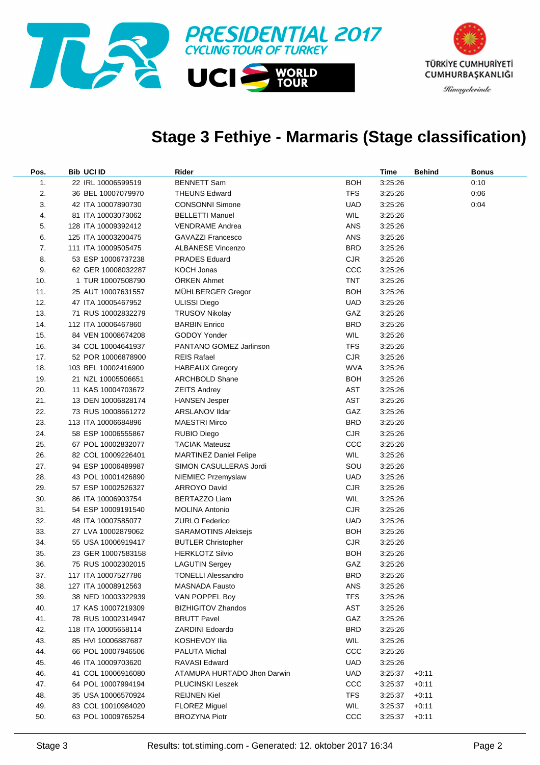PRESIDENTIAL 2017
CYCLING TOUR OF TURKEY

UCI WORLD TOUR

TÜRKİYE CUMHURİYETİ CUMHURBAŞKANLIĞI
*Himayelerinde*

# Stage 3 Fethiye - Marmaris (Stage classification)

| Pos. | Bib | UCI ID | Rider | | Time | Behind | Bonus |
|---|---|---|---|---|---|---|---|
| 1. | 22 | IRL 10006599519 | BENNETT Sam | BOH | 3:25:26 | | 0:10 |
| 2. | 36 | BEL 10007079970 | THEUNS Edward | TFS | 3:25:26 | | 0:06 |
| 3. | 42 | ITA 10007890730 | CONSONNI Simone | UAD | 3:25:26 | | 0:04 |
| 4. | 81 | ITA 10003073062 | BELLETTI Manuel | WIL | 3:25:26 | | |
| 5. | 128 | ITA 10009392412 | VENDRAME Andrea | ANS | 3:25:26 | | |
| 6. | 125 | ITA 10003200475 | GAVAZZI Francesco | ANS | 3:25:26 | | |
| 7. | 111 | ITA 10009505475 | ALBANESE Vincenzo | BRD | 3:25:26 | | |
| 8. | 53 | ESP 10006737238 | PRADES Eduard | CJR | 3:25:26 | | |
| 9. | 62 | GER 10008032287 | KOCH Jonas | CCC | 3:25:26 | | |
| 10. | 1 | TUR 10007508790 | ÖRKEN Ahmet | TNT | 3:25:26 | | |
| 11. | 25 | AUT 10007631557 | MÜHLBERGER Gregor | BOH | 3:25:26 | | |
| 12. | 47 | ITA 10005467952 | ULISSI Diego | UAD | 3:25:26 | | |
| 13. | 71 | RUS 10002832279 | TRUSOV Nikolay | GAZ | 3:25:26 | | |
| 14. | 112 | ITA 10006467860 | BARBIN Enrico | BRD | 3:25:26 | | |
| 15. | 84 | VEN 10008674208 | GODOY Yonder | WIL | 3:25:26 | | |
| 16. | 34 | COL 10004641937 | PANTANO GOMEZ Jarlinson | TFS | 3:25:26 | | |
| 17. | 52 | POR 10006878900 | REIS Rafael | CJR | 3:25:26 | | |
| 18. | 103 | BEL 10002416900 | HABEAUX Gregory | WVA | 3:25:26 | | |
| 19. | 21 | NZL 10005506651 | ARCHBOLD Shane | BOH | 3:25:26 | | |
| 20. | 11 | KAS 10004703672 | ZEITS Andrey | AST | 3:25:26 | | |
| 21. | 13 | DEN 10006828174 | HANSEN Jesper | AST | 3:25:26 | | |
| 22. | 73 | RUS 10008661272 | ARSLANOV Ildar | GAZ | 3:25:26 | | |
| 23. | 113 | ITA 10006684896 | MAESTRI Mirco | BRD | 3:25:26 | | |
| 24. | 58 | ESP 10006555867 | RUBIO Diego | CJR | 3:25:26 | | |
| 25. | 67 | POL 10002832077 | TACIAK Mateusz | CCC | 3:25:26 | | |
| 26. | 82 | COL 10009226401 | MARTINEZ Daniel Felipe | WIL | 3:25:26 | | |
| 27. | 94 | ESP 10006489987 | SIMON CASULLERAS Jordi | SOU | 3:25:26 | | |
| 28. | 43 | POL 10001426890 | NIEMIEC Przemyslaw | UAD | 3:25:26 | | |
| 29. | 57 | ESP 10002526327 | ARROYO David | CJR | 3:25:26 | | |
| 30. | 86 | ITA 10006903754 | BERTAZZO Liam | WIL | 3:25:26 | | |
| 31. | 54 | ESP 10009191540 | MOLINA Antonio | CJR | 3:25:26 | | |
| 32. | 48 | ITA 10007585077 | ZURLO Federico | UAD | 3:25:26 | | |
| 33. | 27 | LVA 10002879062 | SARAMOTINS Aleksejs | BOH | 3:25:26 | | |
| 34. | 55 | USA 10006919417 | BUTLER Christopher | CJR | 3:25:26 | | |
| 35. | 23 | GER 10007583158 | HERKLOTZ Silvio | BOH | 3:25:26 | | |
| 36. | 75 | RUS 10002302015 | LAGUTIN Sergey | GAZ | 3:25:26 | | |
| 37. | 117 | ITA 10007527786 | TONELLI Alessandro | BRD | 3:25:26 | | |
| 38. | 127 | ITA 10008912563 | MASNADA Fausto | ANS | 3:25:26 | | |
| 39. | 38 | NED 10003322939 | VAN POPPEL Boy | TFS | 3:25:26 | | |
| 40. | 17 | KAS 10007219309 | BIZHIGITOV Zhandos | AST | 3:25:26 | | |
| 41. | 78 | RUS 10002314947 | BRUTT Pavel | GAZ | 3:25:26 | | |
| 42. | 118 | ITA 10005658114 | ZARDINI Edoardo | BRD | 3:25:26 | | |
| 43. | 85 | HVI 10006887687 | KOSHEVOY Ilia | WIL | 3:25:26 | | |
| 44. | 66 | POL 10007946506 | PALUTA Michal | CCC | 3:25:26 | | |
| 45. | 46 | ITA 10009703620 | RAVASI Edward | UAD | 3:25:26 | | |
| 46. | 41 | COL 10006916080 | ATAMUPA HURTADO Jhon Darwin | UAD | 3:25:37 | +0:11 | |
| 47. | 64 | POL 10007994194 | PLUCINSKI Leszek | CCC | 3:25:37 | +0:11 | |
| 48. | 35 | USA 10006570924 | REIJNEN Kiel | TFS | 3:25:37 | +0:11 | |
| 49. | 83 | COL 10010984020 | FLOREZ Miguel | WIL | 3:25:37 | +0:11 | |
| 50. | 63 | POL 10009765254 | BROZYNA Piotr | CCC | 3:25:37 | +0:11 | |

Stage 3 — Results: tot.stiming.com - Generated: 12. oktober 2017 16:34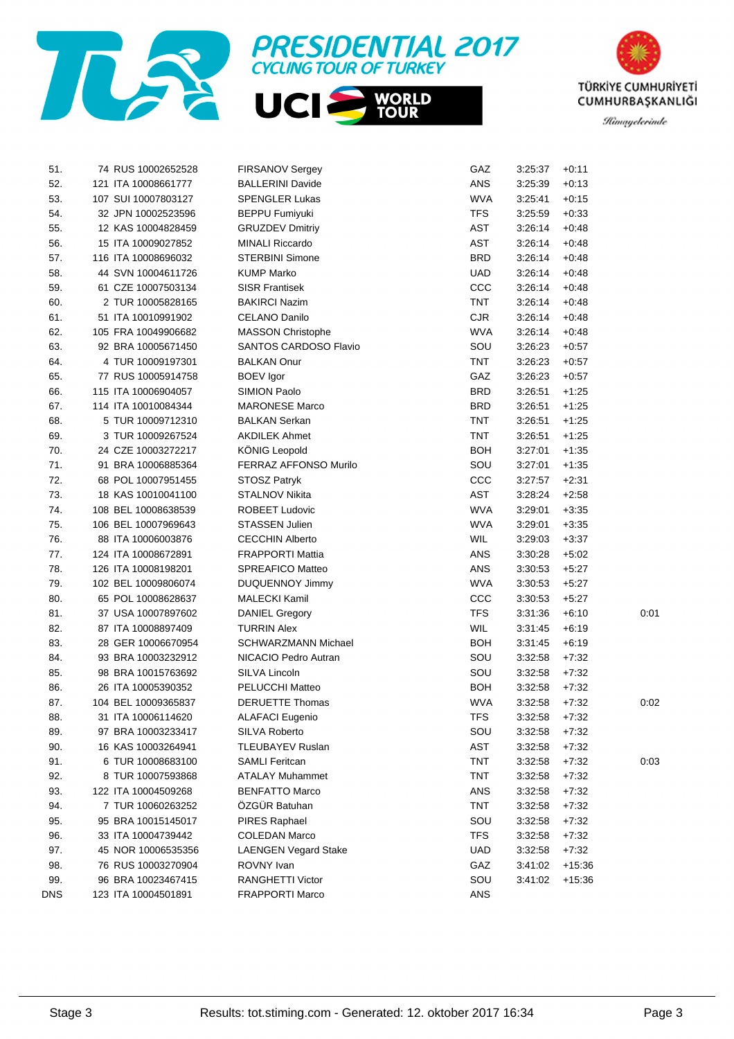| | | | | | | |
|---|---|---|---|---|---|---|
| 51. | 74 RUS 10002652528 | FIRSANOV Sergey | GAZ | 3:25:37 | +0:11 | |
| 52. | 121 ITA 10008661777 | BALLERINI Davide | ANS | 3:25:39 | +0:13 | |
| 53. | 107 SUI 10007803127 | SPENGLER Lukas | WVA | 3:25:41 | +0:15 | |
| 54. | 32 JPN 10002523596 | BEPPU Fumiyuki | TFS | 3:25:59 | +0:33 | |
| 55. | 12 KAS 10004828459 | GRUZDEV Dmitriy | AST | 3:26:14 | +0:48 | |
| 56. | 15 ITA 10009027852 | MINALI Riccardo | AST | 3:26:14 | +0:48 | |
| 57. | 116 ITA 10008696032 | STERBINI Simone | BRD | 3:26:14 | +0:48 | |
| 58. | 44 SVN 10004611726 | KUMP Marko | UAD | 3:26:14 | +0:48 | |
| 59. | 61 CZE 10007503134 | SISR Frantisek | CCC | 3:26:14 | +0:48 | |
| 60. | 2 TUR 10005828165 | BAKIRCI Nazim | TNT | 3:26:14 | +0:48 | |
| 61. | 51 ITA 10010991902 | CELANO Danilo | CJR | 3:26:14 | +0:48 | |
| 62. | 105 FRA 10049906682 | MASSON Christophe | WVA | 3:26:14 | +0:48 | |
| 63. | 92 BRA 10005671450 | SANTOS CARDOSO Flavio | SOU | 3:26:23 | +0:57 | |
| 64. | 4 TUR 10009197301 | BALKAN Onur | TNT | 3:26:23 | +0:57 | |
| 65. | 77 RUS 10005914758 | BOEV Igor | GAZ | 3:26:23 | +0:57 | |
| 66. | 115 ITA 10006904057 | SIMION Paolo | BRD | 3:26:51 | +1:25 | |
| 67. | 114 ITA 10010084344 | MARONESE Marco | BRD | 3:26:51 | +1:25 | |
| 68. | 5 TUR 10009712310 | BALKAN Serkan | TNT | 3:26:51 | +1:25 | |
| 69. | 3 TUR 10009267524 | AKDILEK Ahmet | TNT | 3:26:51 | +1:25 | |
| 70. | 24 CZE 10003272217 | KÖNIG Leopold | BOH | 3:27:01 | +1:35 | |
| 71. | 91 BRA 10006885364 | FERRAZ AFFONSO Murilo | SOU | 3:27:01 | +1:35 | |
| 72. | 68 POL 10007951455 | STOSZ Patryk | CCC | 3:27:57 | +2:31 | |
| 73. | 18 KAS 10010041100 | STALNOV Nikita | AST | 3:28:24 | +2:58 | |
| 74. | 108 BEL 10008638539 | ROBEET Ludovic | WVA | 3:29:01 | +3:35 | |
| 75. | 106 BEL 10007969643 | STASSEN Julien | WVA | 3:29:01 | +3:35 | |
| 76. | 88 ITA 10006003876 | CECCHIN Alberto | WIL | 3:29:03 | +3:37 | |
| 77. | 124 ITA 10008672891 | FRAPPORTI Mattia | ANS | 3:30:28 | +5:02 | |
| 78. | 126 ITA 10008198201 | SPREAFICO Matteo | ANS | 3:30:53 | +5:27 | |
| 79. | 102 BEL 10009806074 | DUQUENNOY Jimmy | WVA | 3:30:53 | +5:27 | |
| 80. | 65 POL 10008628637 | MALECKI Kamil | CCC | 3:30:53 | +5:27 | |
| 81. | 37 USA 10007897602 | DANIEL Gregory | TFS | 3:31:36 | +6:10 | 0:01 |
| 82. | 87 ITA 10008897409 | TURRIN Alex | WIL | 3:31:45 | +6:19 | |
| 83. | 28 GER 10006670954 | SCHWARZMANN Michael | BOH | 3:31:45 | +6:19 | |
| 84. | 93 BRA 10003232912 | NICACIO Pedro Autran | SOU | 3:32:58 | +7:32 | |
| 85. | 98 BRA 10015763692 | SILVA Lincoln | SOU | 3:32:58 | +7:32 | |
| 86. | 26 ITA 10005390352 | PELUCCHI Matteo | BOH | 3:32:58 | +7:32 | |
| 87. | 104 BEL 10009365837 | DERUETTE Thomas | WVA | 3:32:58 | +7:32 | 0:02 |
| 88. | 31 ITA 10006114620 | ALAFACI Eugenio | TFS | 3:32:58 | +7:32 | |
| 89. | 97 BRA 10003233417 | SILVA Roberto | SOU | 3:32:58 | +7:32 | |
| 90. | 16 KAS 10003264941 | TLEUBAYEV Ruslan | AST | 3:32:58 | +7:32 | |
| 91. | 6 TUR 10008683100 | SAMLI Feritcan | TNT | 3:32:58 | +7:32 | 0:03 |
| 92. | 8 TUR 10007593868 | ATALAY Muhammet | TNT | 3:32:58 | +7:32 | |
| 93. | 122 ITA 10004509268 | BENFATTO Marco | ANS | 3:32:58 | +7:32 | |
| 94. | 7 TUR 10060263252 | ÖZGÜR Batuhan | TNT | 3:32:58 | +7:32 | |
| 95. | 95 BRA 10015145017 | PIRES Raphael | SOU | 3:32:58 | +7:32 | |
| 96. | 33 ITA 10004739442 | COLEDAN Marco | TFS | 3:32:58 | +7:32 | |
| 97. | 45 NOR 10006535356 | LAENGEN Vegard Stake | UAD | 3:32:58 | +7:32 | |
| 98. | 76 RUS 10003270904 | ROVNY Ivan | GAZ | 3:41:02 | +15:36 | |
| 99. | 96 BRA 10023467415 | RANGHETTI Victor | SOU | 3:41:02 | +15:36 | |
| DNS | 123 ITA 10004501891 | FRAPPORTI Marco | ANS | | | |

Stage 3 Results: tot.stiming.com - Generated: 12. oktober 2017 16:34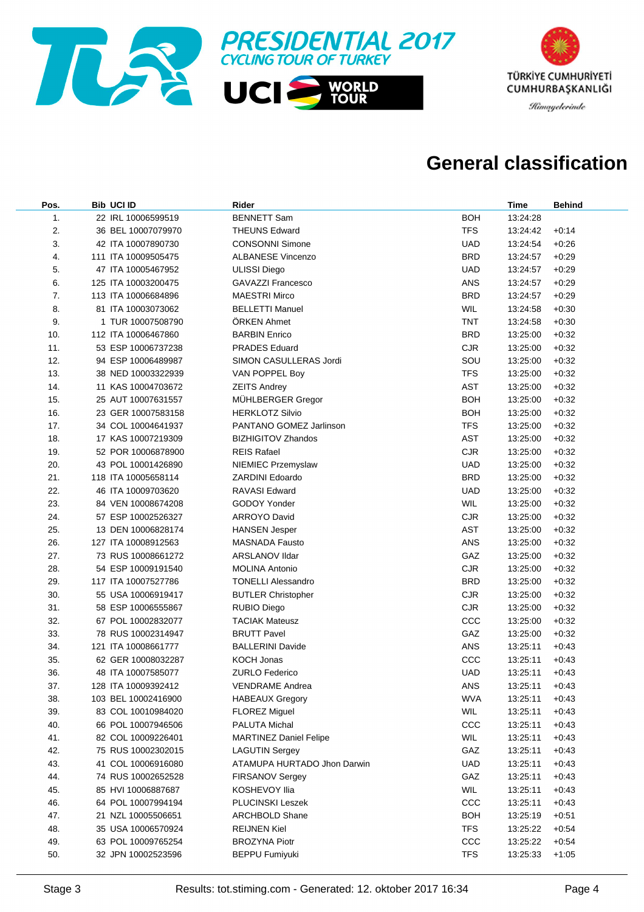# PRESIDENTIAL 2017 CYCLING TOUR OF TURKEY

UCI WORLD TOUR

TÜRKİYE CUMHURİYETİ CUMHURBAŞKANLIĞI

*Himayelerinde*

## General classification

| Pos. | Bib | UCI ID | Rider | | Time | Behind |
|---|---|---|---|---|---|---|
| 1. | 22 | IRL 10006599519 | BENNETT Sam | BOH | 13:24:28 | |
| 2. | 36 | BEL 10007079970 | THEUNS Edward | TFS | 13:24:42 | +0:14 |
| 3. | 42 | ITA 10007890730 | CONSONNI Simone | UAD | 13:24:54 | +0:26 |
| 4. | 111 | ITA 10009505475 | ALBANESE Vincenzo | BRD | 13:24:57 | +0:29 |
| 5. | 47 | ITA 10005467952 | ULISSI Diego | UAD | 13:24:57 | +0:29 |
| 6. | 125 | ITA 10003200475 | GAVAZZI Francesco | ANS | 13:24:57 | +0:29 |
| 7. | 113 | ITA 10006684896 | MAESTRI Mirco | BRD | 13:24:57 | +0:29 |
| 8. | 81 | ITA 10003073062 | BELLETTI Manuel | WIL | 13:24:58 | +0:30 |
| 9. | 1 | TUR 10007508790 | ÖRKEN Ahmet | TNT | 13:24:58 | +0:30 |
| 10. | 112 | ITA 10006467860 | BARBIN Enrico | BRD | 13:25:00 | +0:32 |
| 11. | 53 | ESP 10006737238 | PRADES Eduard | CJR | 13:25:00 | +0:32 |
| 12. | 94 | ESP 10006489987 | SIMON CASULLERAS Jordi | SOU | 13:25:00 | +0:32 |
| 13. | 38 | NED 10003322939 | VAN POPPEL Boy | TFS | 13:25:00 | +0:32 |
| 14. | 11 | KAS 10004703672 | ZEITS Andrey | AST | 13:25:00 | +0:32 |
| 15. | 25 | AUT 10007631557 | MÜHLBERGER Gregor | BOH | 13:25:00 | +0:32 |
| 16. | 23 | GER 10007583158 | HERKLOTZ Silvio | BOH | 13:25:00 | +0:32 |
| 17. | 34 | COL 10004641937 | PANTANO GOMEZ Jarlinson | TFS | 13:25:00 | +0:32 |
| 18. | 17 | KAS 10007219309 | BIZHIGITOV Zhandos | AST | 13:25:00 | +0:32 |
| 19. | 52 | POR 10006878900 | REIS Rafael | CJR | 13:25:00 | +0:32 |
| 20. | 43 | POL 10001426890 | NIEMIEC Przemyslaw | UAD | 13:25:00 | +0:32 |
| 21. | 118 | ITA 10005658114 | ZARDINI Edoardo | BRD | 13:25:00 | +0:32 |
| 22. | 46 | ITA 10009703620 | RAVASI Edward | UAD | 13:25:00 | +0:32 |
| 23. | 84 | VEN 10008674208 | GODOY Yonder | WIL | 13:25:00 | +0:32 |
| 24. | 57 | ESP 10002526327 | ARROYO David | CJR | 13:25:00 | +0:32 |
| 25. | 13 | DEN 10006828174 | HANSEN Jesper | AST | 13:25:00 | +0:32 |
| 26. | 127 | ITA 10008912563 | MASNADA Fausto | ANS | 13:25:00 | +0:32 |
| 27. | 73 | RUS 10008661272 | ARSLANOV Ildar | GAZ | 13:25:00 | +0:32 |
| 28. | 54 | ESP 10009191540 | MOLINA Antonio | CJR | 13:25:00 | +0:32 |
| 29. | 117 | ITA 10007527786 | TONELLI Alessandro | BRD | 13:25:00 | +0:32 |
| 30. | 55 | USA 10006919417 | BUTLER Christopher | CJR | 13:25:00 | +0:32 |
| 31. | 58 | ESP 10006555867 | RUBIO Diego | CJR | 13:25:00 | +0:32 |
| 32. | 67 | POL 10002832077 | TACIAK Mateusz | CCC | 13:25:00 | +0:32 |
| 33. | 78 | RUS 10002314947 | BRUTT Pavel | GAZ | 13:25:00 | +0:32 |
| 34. | 121 | ITA 10008661777 | BALLERINI Davide | ANS | 13:25:11 | +0:43 |
| 35. | 62 | GER 10008032287 | KOCH Jonas | CCC | 13:25:11 | +0:43 |
| 36. | 48 | ITA 10007585077 | ZURLO Federico | UAD | 13:25:11 | +0:43 |
| 37. | 128 | ITA 10009392412 | VENDRAME Andrea | ANS | 13:25:11 | +0:43 |
| 38. | 103 | BEL 10002416900 | HABEAUX Gregory | WVA | 13:25:11 | +0:43 |
| 39. | 83 | COL 10010984020 | FLOREZ Miguel | WIL | 13:25:11 | +0:43 |
| 40. | 66 | POL 10007946506 | PALUTA Michal | CCC | 13:25:11 | +0:43 |
| 41. | 82 | COL 10009226401 | MARTINEZ Daniel Felipe | WIL | 13:25:11 | +0:43 |
| 42. | 75 | RUS 10002302015 | LAGUTIN Sergey | GAZ | 13:25:11 | +0:43 |
| 43. | 41 | COL 10006916080 | ATAMUPA HURTADO Jhon Darwin | UAD | 13:25:11 | +0:43 |
| 44. | 74 | RUS 10002652528 | FIRSANOV Sergey | GAZ | 13:25:11 | +0:43 |
| 45. | 85 | HVI 10006887687 | KOSHEVOY Ilia | WIL | 13:25:11 | +0:43 |
| 46. | 64 | POL 10007994194 | PLUCINSKI Leszek | CCC | 13:25:11 | +0:43 |
| 47. | 21 | NZL 10005506651 | ARCHBOLD Shane | BOH | 13:25:19 | +0:51 |
| 48. | 35 | USA 10006570924 | REIJNEN Kiel | TFS | 13:25:22 | +0:54 |
| 49. | 63 | POL 10009765254 | BROZYNA Piotr | CCC | 13:25:22 | +0:54 |
| 50. | 32 | JPN 10002523596 | BEPPU Fumiyuki | TFS | 13:25:33 | +1:05 |

Stage 3 Results: tot.stiming.com - Generated: 12. oktober 2017 16:34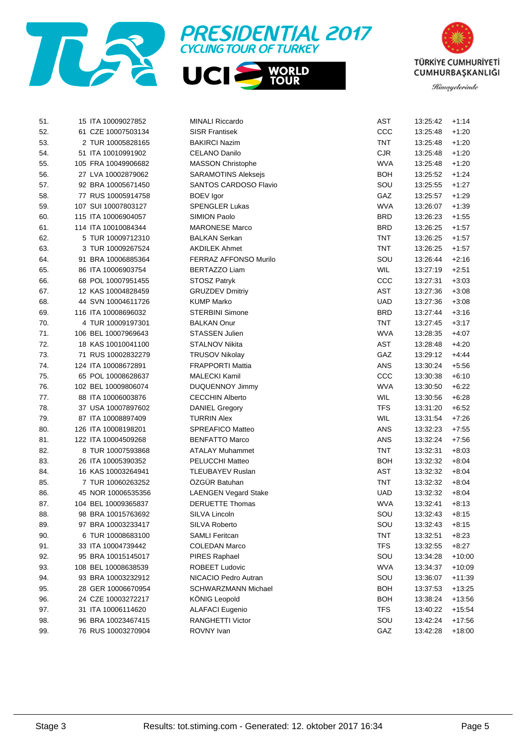# PRESIDENTIAL 2017 CYCLING TOUR OF TURKEY

UCI WORLD TOUR

TÜRKİYE CUMHURİYETİ CUMHURBAŞKANLIĞI

*Himayelerinde*

| | | | | | | |
|---|---|---|---|---|---|---|
| 51. | 15 ITA 10009027852 | MINALI Riccardo | AST | 13:25:42 | +1:14 |
| 52. | 61 CZE 10007503134 | SISR Frantisek | CCC | 13:25:48 | +1:20 |
| 53. | 2 TUR 10005828165 | BAKIRCI Nazim | TNT | 13:25:48 | +1:20 |
| 54. | 51 ITA 10010991902 | CELANO Danilo | CJR | 13:25:48 | +1:20 |
| 55. | 105 FRA 10049906682 | MASSON Christophe | WVA | 13:25:48 | +1:20 |
| 56. | 27 LVA 10002879062 | SARAMOTINS Aleksejs | BOH | 13:25:52 | +1:24 |
| 57. | 92 BRA 10005671450 | SANTOS CARDOSO Flavio | SOU | 13:25:55 | +1:27 |
| 58. | 77 RUS 10005914758 | BOEV Igor | GAZ | 13:25:57 | +1:29 |
| 59. | 107 SUI 10007803127 | SPENGLER Lukas | WVA | 13:26:07 | +1:39 |
| 60. | 115 ITA 10006904057 | SIMION Paolo | BRD | 13:26:23 | +1:55 |
| 61. | 114 ITA 10010084344 | MARONESE Marco | BRD | 13:26:25 | +1:57 |
| 62. | 5 TUR 10009712310 | BALKAN Serkan | TNT | 13:26:25 | +1:57 |
| 63. | 3 TUR 10009267524 | AKDILEK Ahmet | TNT | 13:26:25 | +1:57 |
| 64. | 91 BRA 10006885364 | FERRAZ AFFONSO Murilo | SOU | 13:26:44 | +2:16 |
| 65. | 86 ITA 10006903754 | BERTAZZO Liam | WIL | 13:27:19 | +2:51 |
| 66. | 68 POL 10007951455 | STOSZ Patryk | CCC | 13:27:31 | +3:03 |
| 67. | 12 KAS 10004828459 | GRUZDEV Dmitriy | AST | 13:27:36 | +3:08 |
| 68. | 44 SVN 10004611726 | KUMP Marko | UAD | 13:27:36 | +3:08 |
| 69. | 116 ITA 10008696032 | STERBINI Simone | BRD | 13:27:44 | +3:16 |
| 70. | 4 TUR 10009197301 | BALKAN Onur | TNT | 13:27:45 | +3:17 |
| 71. | 106 BEL 10007969643 | STASSEN Julien | WVA | 13:28:35 | +4:07 |
| 72. | 18 KAS 10010041100 | STALNOV Nikita | AST | 13:28:48 | +4:20 |
| 73. | 71 RUS 10002832279 | TRUSOV Nikolay | GAZ | 13:29:12 | +4:44 |
| 74. | 124 ITA 10008672891 | FRAPPORTI Mattia | ANS | 13:30:24 | +5:56 |
| 75. | 65 POL 10008628637 | MALECKI Kamil | CCC | 13:30:38 | +6:10 |
| 76. | 102 BEL 10009806074 | DUQUENNOY Jimmy | WVA | 13:30:50 | +6:22 |
| 77. | 88 ITA 10006003876 | CECCHIN Alberto | WIL | 13:30:56 | +6:28 |
| 78. | 37 USA 10007897602 | DANIEL Gregory | TFS | 13:31:20 | +6:52 |
| 79. | 87 ITA 10008897409 | TURRIN Alex | WIL | 13:31:54 | +7:26 |
| 80. | 126 ITA 10008198201 | SPREAFICO Matteo | ANS | 13:32:23 | +7:55 |
| 81. | 122 ITA 10004509268 | BENFATTO Marco | ANS | 13:32:24 | +7:56 |
| 82. | 8 TUR 10007593868 | ATALAY Muhammet | TNT | 13:32:31 | +8:03 |
| 83. | 26 ITA 10005390352 | PELUCCHI Matteo | BOH | 13:32:32 | +8:04 |
| 84. | 16 KAS 10003264941 | TLEUBAYEV Ruslan | AST | 13:32:32 | +8:04 |
| 85. | 7 TUR 10060263252 | ÖZGÜR Batuhan | TNT | 13:32:32 | +8:04 |
| 86. | 45 NOR 10006535356 | LAENGEN Vegard Stake | UAD | 13:32:32 | +8:04 |
| 87. | 104 BEL 10009365837 | DERUETTE Thomas | WVA | 13:32:41 | +8:13 |
| 88. | 98 BRA 10015763692 | SILVA Lincoln | SOU | 13:32:43 | +8:15 |
| 89. | 97 BRA 10003233417 | SILVA Roberto | SOU | 13:32:43 | +8:15 |
| 90. | 6 TUR 10008683100 | SAMLI Feritcan | TNT | 13:32:51 | +8:23 |
| 91. | 33 ITA 10004739442 | COLEDAN Marco | TFS | 13:32:55 | +8:27 |
| 92. | 95 BRA 10015145017 | PIRES Raphael | SOU | 13:34:28 | +10:00 |
| 93. | 108 BEL 10008638539 | ROBEET Ludovic | WVA | 13:34:37 | +10:09 |
| 94. | 93 BRA 10003232912 | NICACIO Pedro Autran | SOU | 13:36:07 | +11:39 |
| 95. | 28 GER 10006670954 | SCHWARZMANN Michael | BOH | 13:37:53 | +13:25 |
| 96. | 24 CZE 10003272217 | KÖNIG Leopold | BOH | 13:38:24 | +13:56 |
| 97. | 31 ITA 10006114620 | ALAFACI Eugenio | TFS | 13:40:22 | +15:54 |
| 98. | 96 BRA 10023467415 | RANGHETTI Victor | SOU | 13:42:24 | +17:56 |
| 99. | 76 RUS 10003270904 | ROVNY Ivan | GAZ | 13:42:28 | +18:00 |

Stage 3 &nbsp;&nbsp;&nbsp; Results: tot.stiming.com - Generated: 12. oktober 2017 16:34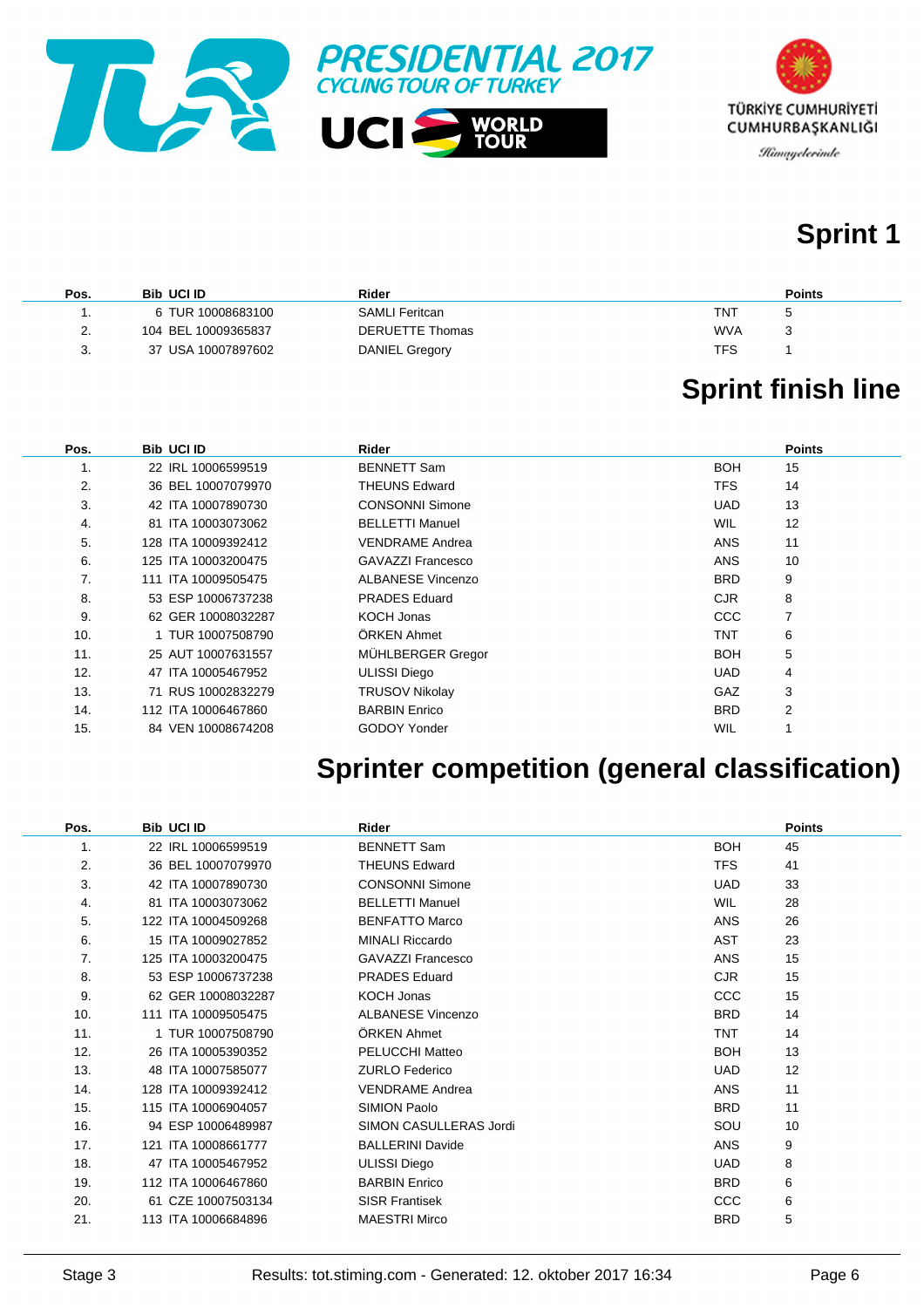## Sprint 1

| Pos. | Bib | UCI ID | Rider | | Points |
|---|---|---|---|---|---|
| 1. | 6 | TUR 10008683100 | SAMLI Feritcan | TNT | 5 |
| 2. | 104 | BEL 10009365837 | DERUETTE Thomas | WVA | 3 |
| 3. | 37 | USA 10007897602 | DANIEL Gregory | TFS | 1 |

## Sprint finish line

| Pos. | Bib | UCI ID | Rider | | Points |
|---|---|---|---|---|---|
| 1. | 22 | IRL 10006599519 | BENNETT Sam | BOH | 15 |
| 2. | 36 | BEL 10007079970 | THEUNS Edward | TFS | 14 |
| 3. | 42 | ITA 10007890730 | CONSONNI Simone | UAD | 13 |
| 4. | 81 | ITA 10003073062 | BELLETTI Manuel | WIL | 12 |
| 5. | 128 | ITA 10009392412 | VENDRAME Andrea | ANS | 11 |
| 6. | 125 | ITA 10003200475 | GAVAZZI Francesco | ANS | 10 |
| 7. | 111 | ITA 10009505475 | ALBANESE Vincenzo | BRD | 9 |
| 8. | 53 | ESP 10006737238 | PRADES Eduard | CJR | 8 |
| 9. | 62 | GER 10008032287 | KOCH Jonas | CCC | 7 |
| 10. | 1 | TUR 10007508790 | ÖRKEN Ahmet | TNT | 6 |
| 11. | 25 | AUT 10007631557 | MÜHLBERGER Gregor | BOH | 5 |
| 12. | 47 | ITA 10005467952 | ULISSI Diego | UAD | 4 |
| 13. | 71 | RUS 10002832279 | TRUSOV Nikolay | GAZ | 3 |
| 14. | 112 | ITA 10006467860 | BARBIN Enrico | BRD | 2 |
| 15. | 84 | VEN 10008674208 | GODOY Yonder | WIL | 1 |

## Sprinter competition (general classification)

| Pos. | Bib | UCI ID | Rider | | Points |
|---|---|---|---|---|---|
| 1. | 22 | IRL 10006599519 | BENNETT Sam | BOH | 45 |
| 2. | 36 | BEL 10007079970 | THEUNS Edward | TFS | 41 |
| 3. | 42 | ITA 10007890730 | CONSONNI Simone | UAD | 33 |
| 4. | 81 | ITA 10003073062 | BELLETTI Manuel | WIL | 28 |
| 5. | 122 | ITA 10004509268 | BENFATTO Marco | ANS | 26 |
| 6. | 15 | ITA 10009027852 | MINALI Riccardo | AST | 23 |
| 7. | 125 | ITA 10003200475 | GAVAZZI Francesco | ANS | 15 |
| 8. | 53 | ESP 10006737238 | PRADES Eduard | CJR | 15 |
| 9. | 62 | GER 10008032287 | KOCH Jonas | CCC | 15 |
| 10. | 111 | ITA 10009505475 | ALBANESE Vincenzo | BRD | 14 |
| 11. | 1 | TUR 10007508790 | ÖRKEN Ahmet | TNT | 14 |
| 12. | 26 | ITA 10005390352 | PELUCCHI Matteo | BOH | 13 |
| 13. | 48 | ITA 10007585077 | ZURLO Federico | UAD | 12 |
| 14. | 128 | ITA 10009392412 | VENDRAME Andrea | ANS | 11 |
| 15. | 115 | ITA 10006904057 | SIMION Paolo | BRD | 11 |
| 16. | 94 | ESP 10006489987 | SIMON CASULLERAS Jordi | SOU | 10 |
| 17. | 121 | ITA 10008661777 | BALLERINI Davide | ANS | 9 |
| 18. | 47 | ITA 10005467952 | ULISSI Diego | UAD | 8 |
| 19. | 112 | ITA 10006467860 | BARBIN Enrico | BRD | 6 |
| 20. | 61 | CZE 10007503134 | SISR Frantisek | CCC | 6 |
| 21. | 113 | ITA 10006684896 | MAESTRI Mirco | BRD | 5 |

Stage 3 — Results: tot.stiming.com - Generated: 12. oktober 2017 16:34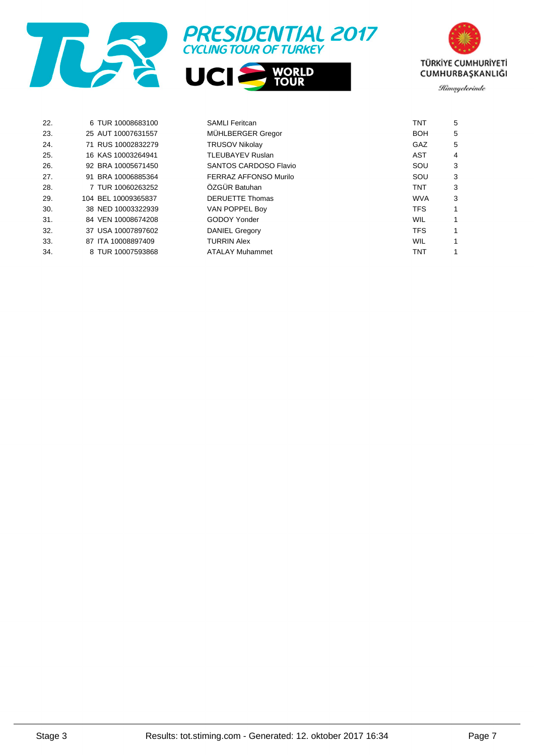| | | | | | | |
|---|---|---|---|---|---|---|
| 22. | 6 | TUR 10008683100 | SAMLI Feritcan | TNT | 5 |
| 23. | 25 | AUT 10007631557 | MÜHLBERGER Gregor | BOH | 5 |
| 24. | 71 | RUS 10002832279 | TRUSOV Nikolay | GAZ | 5 |
| 25. | 16 | KAS 10003264941 | TLEUBAYEV Ruslan | AST | 4 |
| 26. | 92 | BRA 10005671450 | SANTOS CARDOSO Flavio | SOU | 3 |
| 27. | 91 | BRA 10006885364 | FERRAZ AFFONSO Murilo | SOU | 3 |
| 28. | 7 | TUR 10060263252 | ÖZGÜR Batuhan | TNT | 3 |
| 29. | 104 | BEL 10009365837 | DERUETTE Thomas | WVA | 3 |
| 30. | 38 | NED 10003322939 | VAN POPPEL Boy | TFS | 1 |
| 31. | 84 | VEN 10008674208 | GODOY Yonder | WIL | 1 |
| 32. | 37 | USA 10007897602 | DANIEL Gregory | TFS | 1 |
| 33. | 87 | ITA 10008897409 | TURRIN Alex | WIL | 1 |
| 34. | 8 | TUR 10007593868 | ATALAY Muhammet | TNT | 1 |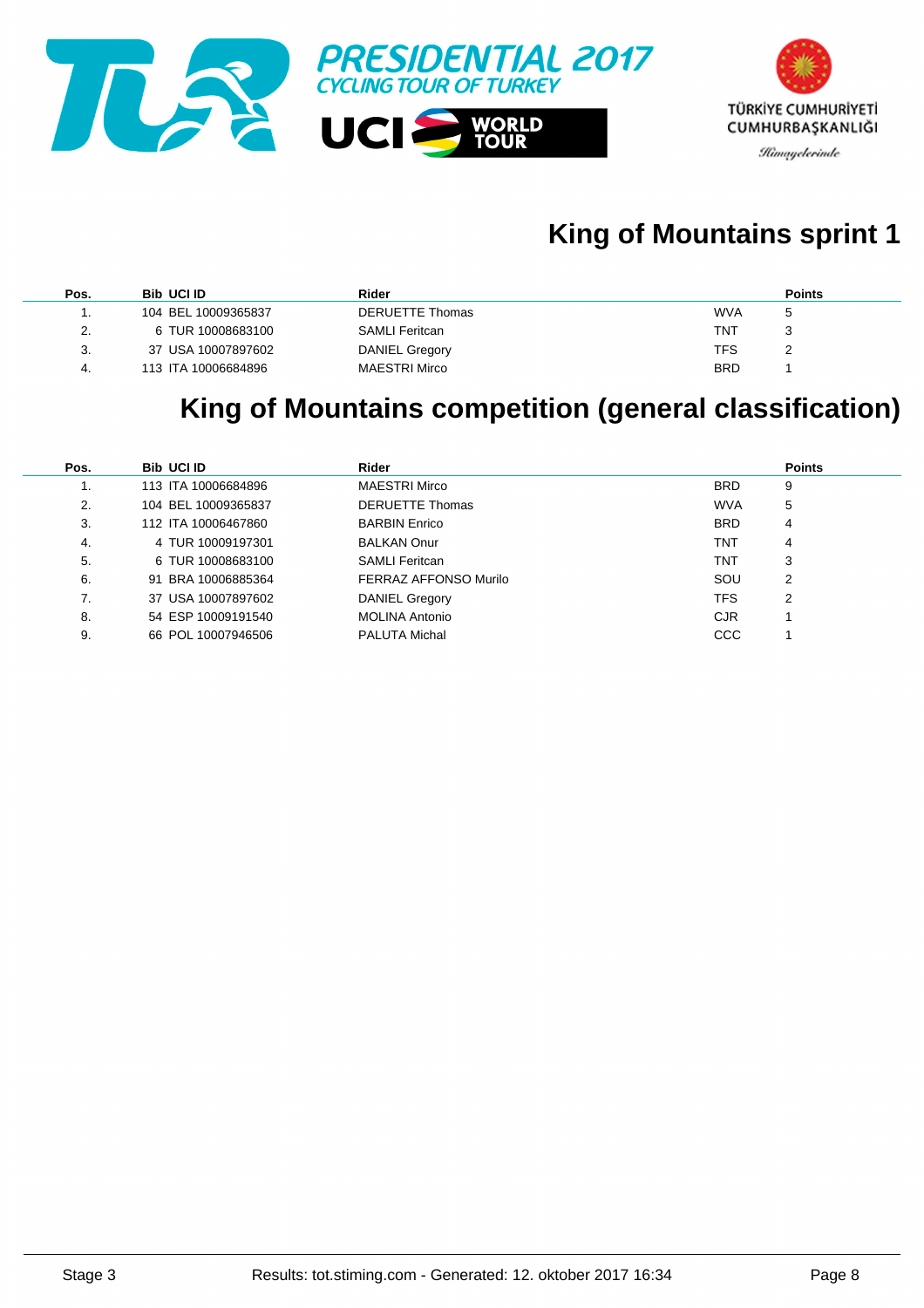PRESIDENTIAL 2017
CYCLING TOUR OF TURKEY

UCI WORLD TOUR

TÜRKİYE CUMHURİYETİ
CUMHURBAŞKANLIĞI
Himayelerinde

## King of Mountains sprint 1

| Pos. | Bib | UCI ID | Rider | | Points |
|---|---|---|---|---|---|
| 1. | 104 | BEL 10009365837 | DERUETTE Thomas | WVA | 5 |
| 2. | 6 | TUR 10008683100 | SAMLI Feritcan | TNT | 3 |
| 3. | 37 | USA 10007897602 | DANIEL Gregory | TFS | 2 |
| 4. | 113 | ITA 10006684896 | MAESTRI Mirco | BRD | 1 |

## King of Mountains competition (general classification)

| Pos. | Bib | UCI ID | Rider | | Points |
|---|---|---|---|---|---|
| 1. | 113 | ITA 10006684896 | MAESTRI Mirco | BRD | 9 |
| 2. | 104 | BEL 10009365837 | DERUETTE Thomas | WVA | 5 |
| 3. | 112 | ITA 10006467860 | BARBIN Enrico | BRD | 4 |
| 4. | 4 | TUR 10009197301 | BALKAN Onur | TNT | 4 |
| 5. | 6 | TUR 10008683100 | SAMLI Feritcan | TNT | 3 |
| 6. | 91 | BRA 10006885364 | FERRAZ AFFONSO Murilo | SOU | 2 |
| 7. | 37 | USA 10007897602 | DANIEL Gregory | TFS | 2 |
| 8. | 54 | ESP 10009191540 | MOLINA Antonio | CJR | 1 |
| 9. | 66 | POL 10007946506 | PALUTA Michal | CCC | 1 |

Stage 3 — Results: tot.stiming.com - Generated: 12. oktober 2017 16:34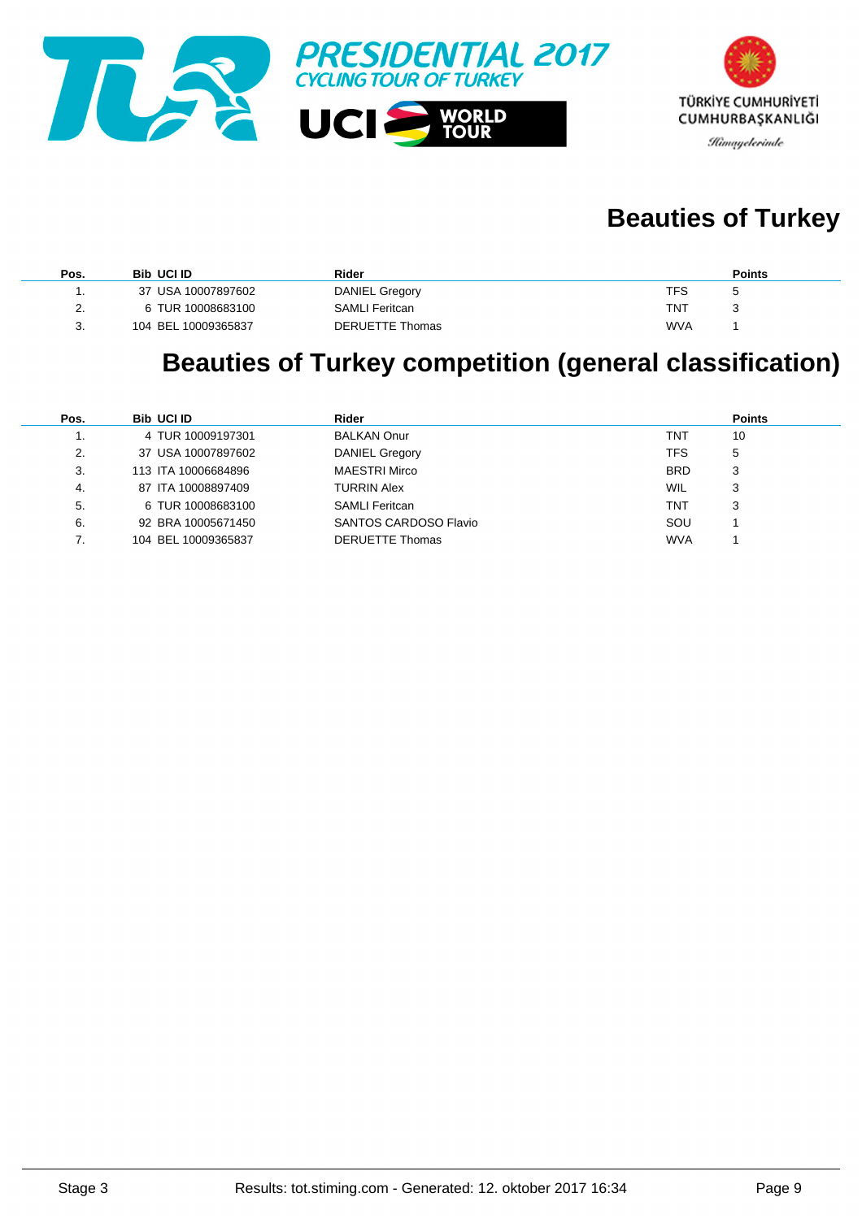PRESIDENTIAL 2017
CYCLING TOUR OF TURKEY

TÜRKİYE CUMHURİYETİ
CUMHURBAŞKANLIĞI
Himayelerinde

# Beauties of Turkey

| Pos. | Bib | UCI ID | Rider | | Points |
|---|---|---|---|---|---|
| 1. | 37 | USA 10007897602 | DANIEL Gregory | TFS | 5 |
| 2. | 6 | TUR 10008683100 | SAMLI Feritcan | TNT | 3 |
| 3. | 104 | BEL 10009365837 | DERUETTE Thomas | WVA | 1 |

# Beauties of Turkey competition (general classification)

| Pos. | Bib | UCI ID | Rider | | Points |
|---|---|---|---|---|---|
| 1. | 4 | TUR 10009197301 | BALKAN Onur | TNT | 10 |
| 2. | 37 | USA 10007897602 | DANIEL Gregory | TFS | 5 |
| 3. | 113 | ITA 10006684896 | MAESTRI Mirco | BRD | 3 |
| 4. | 87 | ITA 10008897409 | TURRIN Alex | WIL | 3 |
| 5. | 6 | TUR 10008683100 | SAMLI Feritcan | TNT | 3 |
| 6. | 92 | BRA 10005671450 | SANTOS CARDOSO Flavio | SOU | 1 |
| 7. | 104 | BEL 10009365837 | DERUETTE Thomas | WVA | 1 |

Stage 3 Results: tot.stiming.com - Generated: 12. oktober 2017 16:34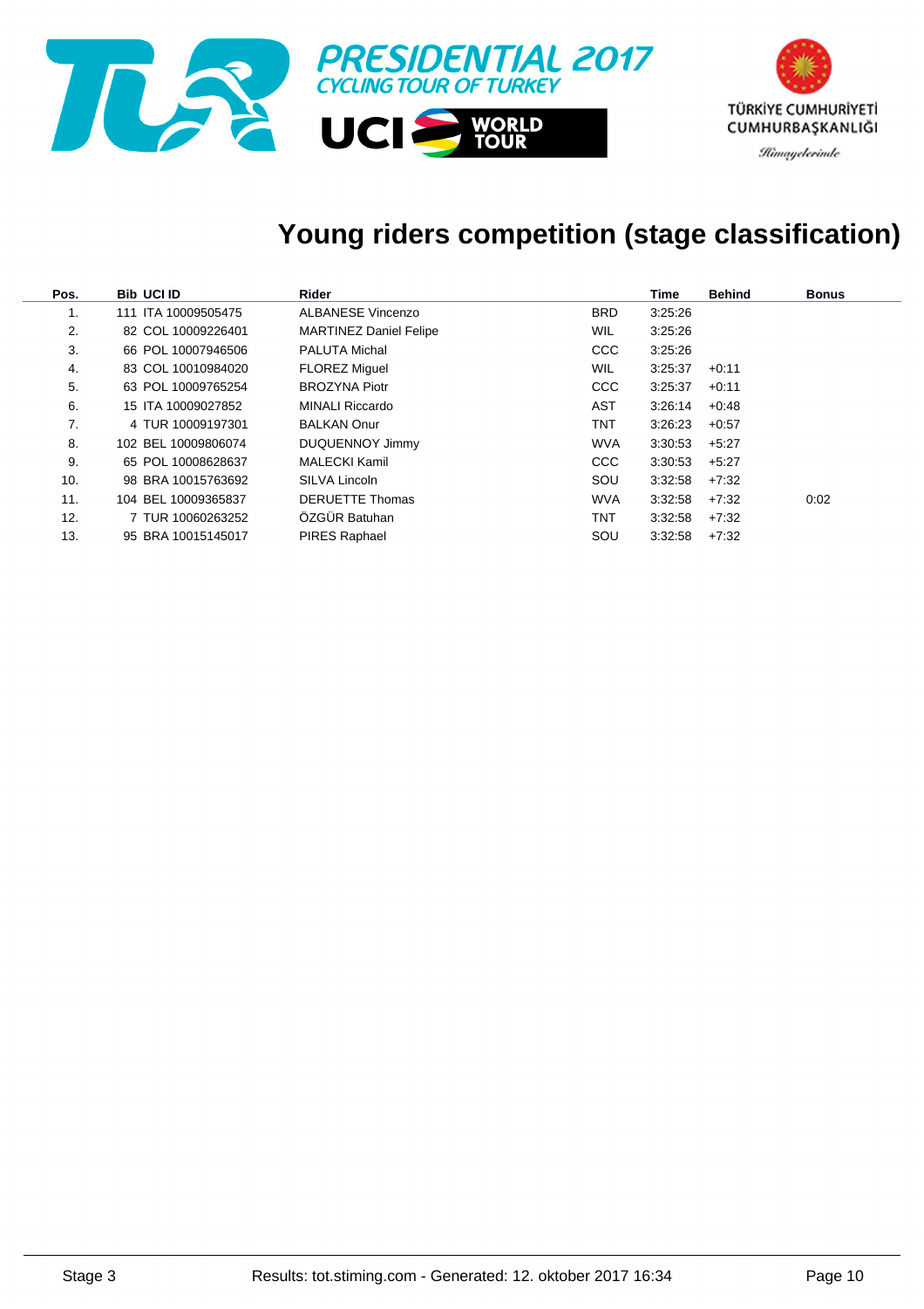PRESIDENTIAL 2017
CYCLING TOUR OF TURKEY

UCI WORLD TOUR

TÜRKİYE CUMHURİYETİ CUMHURBAŞKANLIĞI

Himayelerinde

# Young riders competition (stage classification)

| Pos. | Bib | UCI ID | Rider | | Time | Behind | Bonus |
|---|---|---|---|---|---|---|---|
| 1. | 111 | ITA 10009505475 | ALBANESE Vincenzo | BRD | 3:25:26 | | |
| 2. | 82 | COL 10009226401 | MARTINEZ Daniel Felipe | WIL | 3:25:26 | | |
| 3. | 66 | POL 10007946506 | PALUTA Michal | CCC | 3:25:26 | | |
| 4. | 83 | COL 10010984020 | FLOREZ Miguel | WIL | 3:25:37 | +0:11 | |
| 5. | 63 | POL 10009765254 | BROZYNA Piotr | CCC | 3:25:37 | +0:11 | |
| 6. | 15 | ITA 10009027852 | MINALI Riccardo | AST | 3:26:14 | +0:48 | |
| 7. | 4 | TUR 10009197301 | BALKAN Onur | TNT | 3:26:23 | +0:57 | |
| 8. | 102 | BEL 10009806074 | DUQUENNOY Jimmy | WVA | 3:30:53 | +5:27 | |
| 9. | 65 | POL 10008628637 | MALECKI Kamil | CCC | 3:30:53 | +5:27 | |
| 10. | 98 | BRA 10015763692 | SILVA Lincoln | SOU | 3:32:58 | +7:32 | |
| 11. | 104 | BEL 10009365837 | DERUETTE Thomas | WVA | 3:32:58 | +7:32 | 0:02 |
| 12. | 7 | TUR 10060263252 | ÖZGÜR Batuhan | TNT | 3:32:58 | +7:32 | |
| 13. | 95 | BRA 10015145017 | PIRES Raphael | SOU | 3:32:58 | +7:32 | |

Stage 3 — Results: tot.stiming.com - Generated: 12. oktober 2017 16:34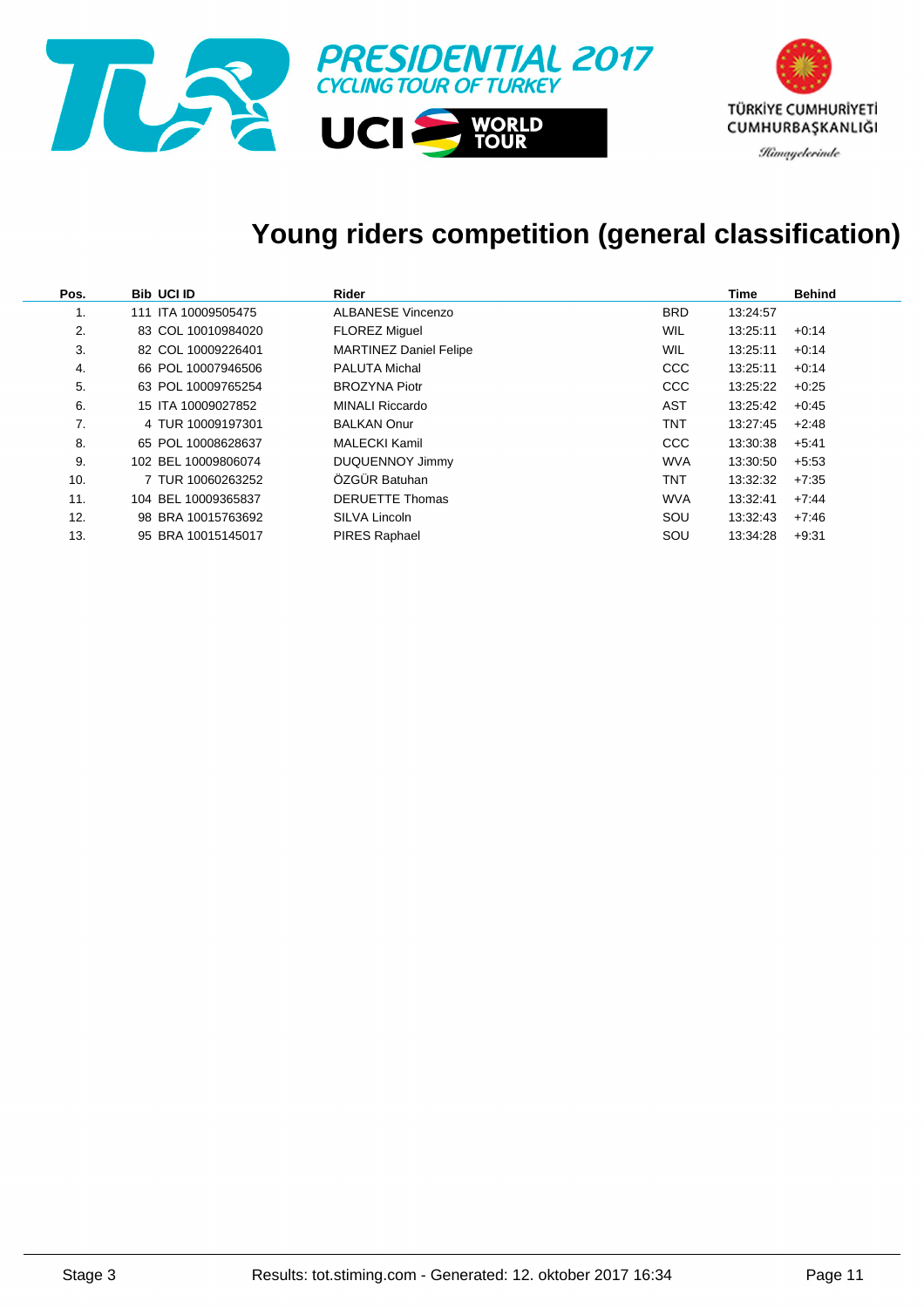PRESIDENTIAL 2017 CYCLING TOUR OF TURKEY

UCI WORLD TOUR

TÜRKİYE CUMHURİYETİ CUMHURBAŞKANLIĞI Himayelerinde

# Young riders competition (general classification)

| Pos. | Bib | UCI ID | Rider | | Time | Behind |
|---|---|---|---|---|---|---|
| 1. | 111 | ITA 10009505475 | ALBANESE Vincenzo | BRD | 13:24:57 | |
| 2. | 83 | COL 10010984020 | FLOREZ Miguel | WIL | 13:25:11 | +0:14 |
| 3. | 82 | COL 10009226401 | MARTINEZ Daniel Felipe | WIL | 13:25:11 | +0:14 |
| 4. | 66 | POL 10007946506 | PALUTA Michal | CCC | 13:25:11 | +0:14 |
| 5. | 63 | POL 10009765254 | BROZYNA Piotr | CCC | 13:25:22 | +0:25 |
| 6. | 15 | ITA 10009027852 | MINALI Riccardo | AST | 13:25:42 | +0:45 |
| 7. | 4 | TUR 10009197301 | BALKAN Onur | TNT | 13:27:45 | +2:48 |
| 8. | 65 | POL 10008628637 | MALECKI Kamil | CCC | 13:30:38 | +5:41 |
| 9. | 102 | BEL 10009806074 | DUQUENNOY Jimmy | WVA | 13:30:50 | +5:53 |
| 10. | 7 | TUR 10060263252 | ÖZGÜR Batuhan | TNT | 13:32:32 | +7:35 |
| 11. | 104 | BEL 10009365837 | DERUETTE Thomas | WVA | 13:32:41 | +7:44 |
| 12. | 98 | BRA 10015763692 | SILVA Lincoln | SOU | 13:32:43 | +7:46 |
| 13. | 95 | BRA 10015145017 | PIRES Raphael | SOU | 13:34:28 | +9:31 |

Stage 3 Results: tot.stiming.com - Generated: 12. oktober 2017 16:34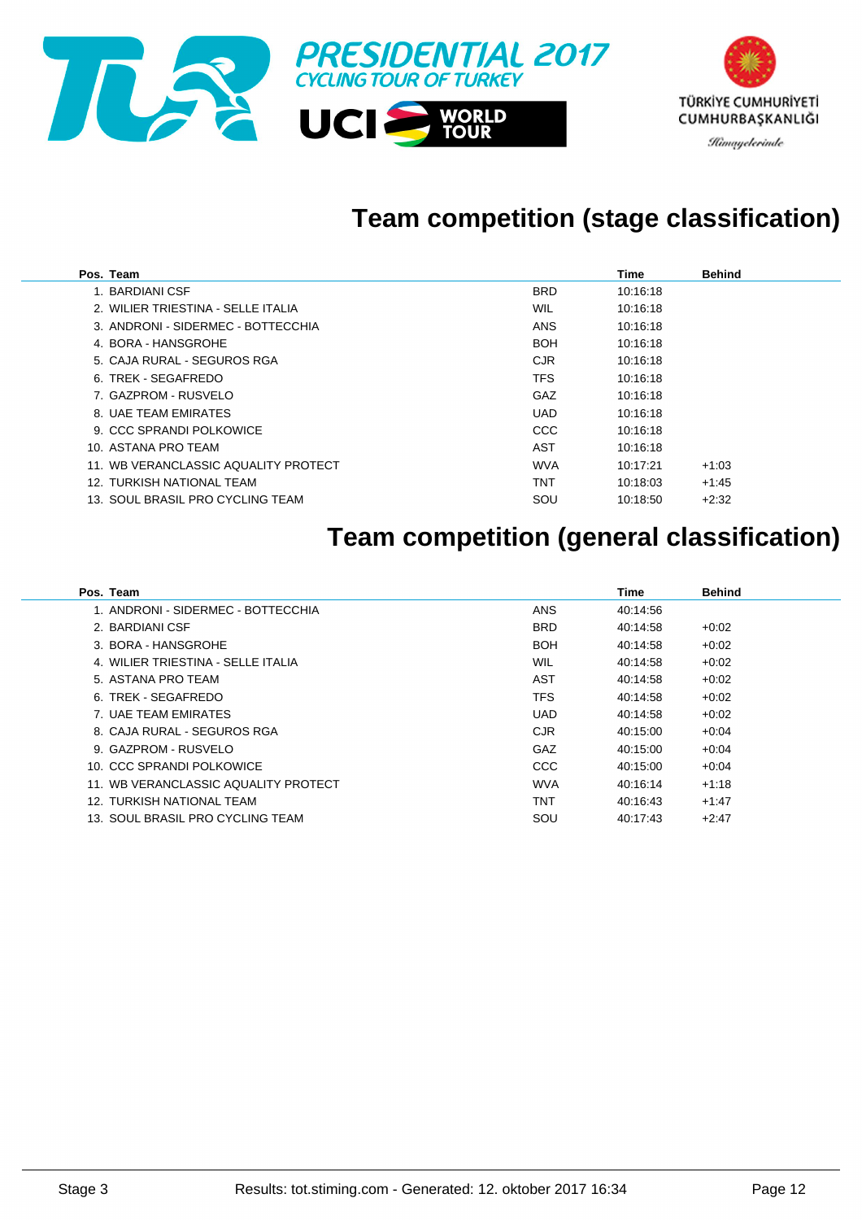# Team competition (stage classification)

| Pos. | Team | | Time | Behind |
|---|---|---|---|---|
| 1. | BARDIANI CSF | BRD | 10:16:18 | |
| 2. | WILIER TRIESTINA - SELLE ITALIA | WIL | 10:16:18 | |
| 3. | ANDRONI - SIDERMEC - BOTTECCHIA | ANS | 10:16:18 | |
| 4. | BORA - HANSGROHE | BOH | 10:16:18 | |
| 5. | CAJA RURAL - SEGUROS RGA | CJR | 10:16:18 | |
| 6. | TREK - SEGAFREDO | TFS | 10:16:18 | |
| 7. | GAZPROM - RUSVELO | GAZ | 10:16:18 | |
| 8. | UAE TEAM EMIRATES | UAD | 10:16:18 | |
| 9. | CCC SPRANDI POLKOWICE | CCC | 10:16:18 | |
| 10. | ASTANA PRO TEAM | AST | 10:16:18 | |
| 11. | WB VERANCLASSIC AQUALITY PROTECT | WVA | 10:17:21 | +1:03 |
| 12. | TURKISH NATIONAL TEAM | TNT | 10:18:03 | +1:45 |
| 13. | SOUL BRASIL PRO CYCLING TEAM | SOU | 10:18:50 | +2:32 |

# Team competition (general classification)

| Pos. | Team | | Time | Behind |
|---|---|---|---|---|
| 1. | ANDRONI - SIDERMEC - BOTTECCHIA | ANS | 40:14:56 | |
| 2. | BARDIANI CSF | BRD | 40:14:58 | +0:02 |
| 3. | BORA - HANSGROHE | BOH | 40:14:58 | +0:02 |
| 4. | WILIER TRIESTINA - SELLE ITALIA | WIL | 40:14:58 | +0:02 |
| 5. | ASTANA PRO TEAM | AST | 40:14:58 | +0:02 |
| 6. | TREK - SEGAFREDO | TFS | 40:14:58 | +0:02 |
| 7. | UAE TEAM EMIRATES | UAD | 40:14:58 | +0:02 |
| 8. | CAJA RURAL - SEGUROS RGA | CJR | 40:15:00 | +0:04 |
| 9. | GAZPROM - RUSVELO | GAZ | 40:15:00 | +0:04 |
| 10. | CCC SPRANDI POLKOWICE | CCC | 40:15:00 | +0:04 |
| 11. | WB VERANCLASSIC AQUALITY PROTECT | WVA | 40:16:14 | +1:18 |
| 12. | TURKISH NATIONAL TEAM | TNT | 40:16:43 | +1:47 |
| 13. | SOUL BRASIL PRO CYCLING TEAM | SOU | 40:17:43 | +2:47 |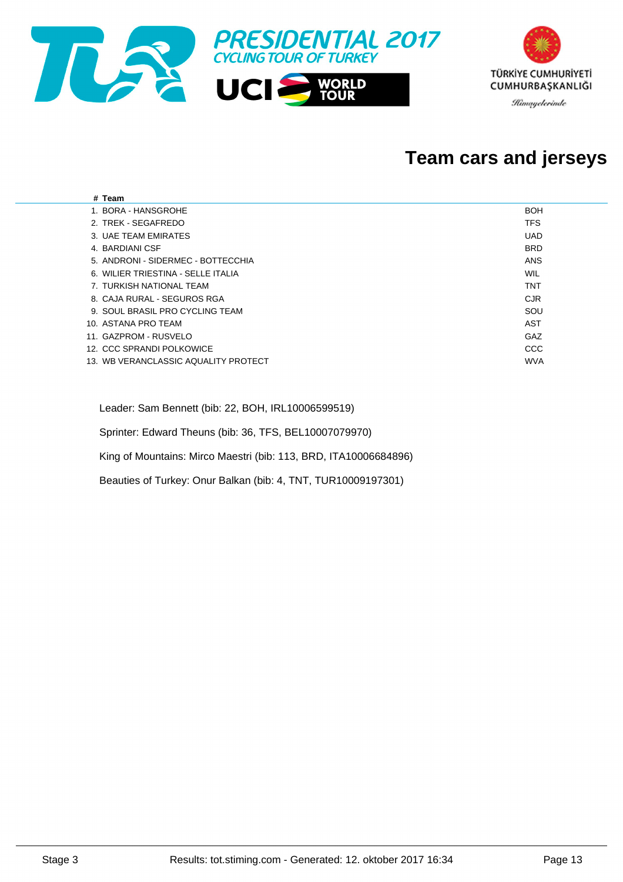# Team cars and jerseys

| # | Team | |
|---|---|---|
| 1. | BORA - HANSGROHE | BOH |
| 2. | TREK - SEGAFREDO | TFS |
| 3. | UAE TEAM EMIRATES | UAD |
| 4. | BARDIANI CSF | BRD |
| 5. | ANDRONI - SIDERMEC - BOTTECCHIA | ANS |
| 6. | WILIER TRIESTINA - SELLE ITALIA | WIL |
| 7. | TURKISH NATIONAL TEAM | TNT |
| 8. | CAJA RURAL - SEGUROS RGA | CJR |
| 9. | SOUL BRASIL PRO CYCLING TEAM | SOU |
| 10. | ASTANA PRO TEAM | AST |
| 11. | GAZPROM - RUSVELO | GAZ |
| 12. | CCC SPRANDI POLKOWICE | CCC |
| 13. | WB VERANCLASSIC AQUALITY PROTECT | WVA |

Leader: Sam Bennett (bib: 22, BOH, IRL10006599519)

Sprinter: Edward Theuns (bib: 36, TFS, BEL10007079970)

King of Mountains: Mirco Maestri (bib: 113, BRD, ITA10006684896)

Beauties of Turkey: Onur Balkan (bib: 4, TNT, TUR10009197301)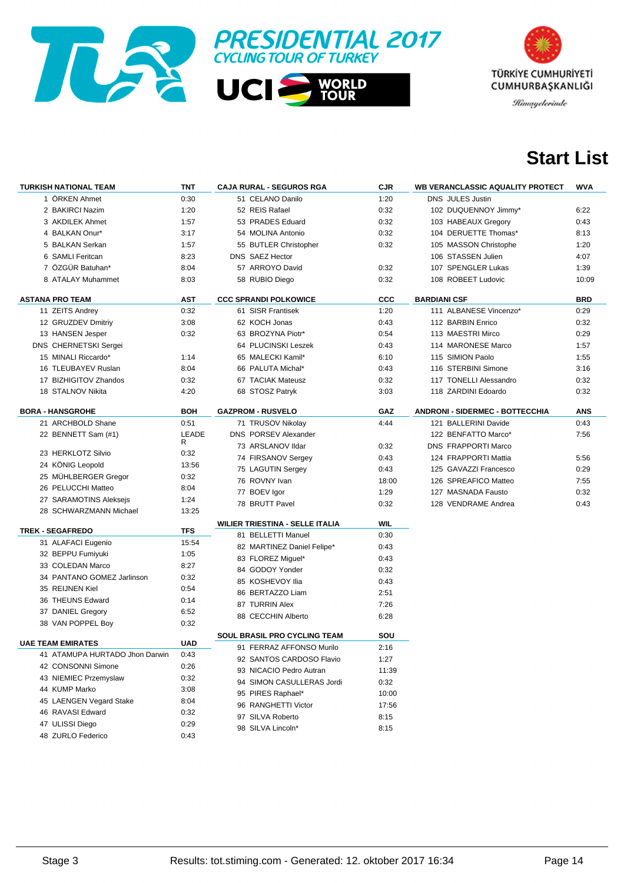# PRESIDENTIAL 2017 CYCLING TOUR OF TURKEY

UCI WORLD TOUR

TÜRKİYE CUMHURİYETİ CUMHURBAŞKANLIĞI

*Himayelerinde*

## Start List

| TURKISH NATIONAL TEAM | TNT |
|---|---|
| 1 ÖRKEN Ahmet | 0:30 |
| 2 BAKIRCI Nazim | 1:20 |
| 3 AKDILEK Ahmet | 1:57 |
| 4 BALKAN Onur* | 3:17 |
| 5 BALKAN Serkan | 1:57 |
| 6 SAMLI Feritcan | 8:23 |
| 7 ÖZGÜR Batuhan* | 8:04 |
| 8 ATALAY Muhammet | 8:03 |

| ASTANA PRO TEAM | AST |
|---|---|
| 11 ZEITS Andrey | 0:32 |
| 12 GRUZDEV Dmitriy | 3:08 |
| 13 HANSEN Jesper | 0:32 |
| DNS CHERNETSKI Sergei | |
| 15 MINALI Riccardo* | 1:14 |
| 16 TLEUBAYEV Ruslan | 8:04 |
| 17 BIZHIGITOV Zhandos | 0:32 |
| 18 STALNOV Nikita | 4:20 |

| BORA - HANSGROHE | BOH |
|---|---|
| 21 ARCHBOLD Shane | 0:51 |
| 22 BENNETT Sam (#1) | LEADER |
| 23 HERKLOTZ Silvio | 0:32 |
| 24 KÖNIG Leopold | 13:56 |
| 25 MÜHLBERGER Gregor | 0:32 |
| 26 PELUCCHI Matteo | 8:04 |
| 27 SARAMOTINS Aleksejs | 1:24 |
| 28 SCHWARZMANN Michael | 13:25 |

| TREK - SEGAFREDO | TFS |
|---|---|
| 31 ALAFACI Eugenio | 15:54 |
| 32 BEPPU Fumiyuki | 1:05 |
| 33 COLEDAN Marco | 8:27 |
| 34 PANTANO GOMEZ Jarlinson | 0:32 |
| 35 REIJNEN Kiel | 0:54 |
| 36 THEUNS Edward | 0:14 |
| 37 DANIEL Gregory | 6:52 |
| 38 VAN POPPEL Boy | 0:32 |

| UAE TEAM EMIRATES | UAD |
|---|---|
| 41 ATAMUPA HURTADO Jhon Darwin | 0:43 |
| 42 CONSONNI Simone | 0:26 |
| 43 NIEMIEC Przemyslaw | 0:32 |
| 44 KUMP Marko | 3:08 |
| 45 LAENGEN Vegard Stake | 8:04 |
| 46 RAVASI Edward | 0:32 |
| 47 ULISSI Diego | 0:29 |
| 48 ZURLO Federico | 0:43 |

| CAJA RURAL - SEGUROS RGA | CJR |
|---|---|
| 51 CELANO Danilo | 1:20 |
| 52 REIS Rafael | 0:32 |
| 53 PRADES Eduard | 0:32 |
| 54 MOLINA Antonio | 0:32 |
| 55 BUTLER Christopher | 0:32 |
| DNS SAEZ Hector | |
| 57 ARROYO David | 0:32 |
| 58 RUBIO Diego | 0:32 |

| CCC SPRANDI POLKOWICE | CCC |
|---|---|
| 61 SISR Frantisek | 1:20 |
| 62 KOCH Jonas | 0:43 |
| 63 BROZYNA Piotr* | 0:54 |
| 64 PLUCINSKI Leszek | 0:43 |
| 65 MALECKI Kamil* | 6:10 |
| 66 PALUTA Michal* | 0:43 |
| 67 TACIAK Mateusz | 0:32 |
| 68 STOSZ Patryk | 3:03 |

| GAZPROM - RUSVELO | GAZ |
|---|---|
| 71 TRUSOV Nikolay | 4:44 |
| DNS PORSEV Alexander | |
| 73 ARSLANOV Ildar | 0:32 |
| 74 FIRSANOV Sergey | 0:43 |
| 75 LAGUTIN Sergey | 0:43 |
| 76 ROVNY Ivan | 18:00 |
| 77 BOEV Igor | 1:29 |
| 78 BRUTT Pavel | 0:32 |

| WILIER TRIESTINA - SELLE ITALIA | WIL |
|---|---|
| 81 BELLETTI Manuel | 0:30 |
| 82 MARTINEZ Daniel Felipe* | 0:43 |
| 83 FLOREZ Miguel* | 0:43 |
| 84 GODOY Yonder | 0:32 |
| 85 KOSHEVOY Ilia | 0:43 |
| 86 BERTAZZO Liam | 2:51 |
| 87 TURRIN Alex | 7:26 |
| 88 CECCHIN Alberto | 6:28 |

| SOUL BRASIL PRO CYCLING TEAM | SOU |
|---|---|
| 91 FERRAZ AFFONSO Murilo | 2:16 |
| 92 SANTOS CARDOSO Flavio | 1:27 |
| 93 NICACIO Pedro Autran | 11:39 |
| 94 SIMON CASULLERAS Jordi | 0:32 |
| 95 PIRES Raphael* | 10:00 |
| 96 RANGHETTI Victor | 17:56 |
| 97 SILVA Roberto | 8:15 |
| 98 SILVA Lincoln* | 8:15 |

| WB VERANCLASSIC AQUALITY PROTECT | WVA |
|---|---|
| DNS JULES Justin | |
| 102 DUQUENNOY Jimmy* | 6:22 |
| 103 HABEAUX Gregory | 0:43 |
| 104 DERUETTE Thomas* | 8:13 |
| 105 MASSON Christophe | 1:20 |
| 106 STASSEN Julien | 4:07 |
| 107 SPENGLER Lukas | 1:39 |
| 108 ROBEET Ludovic | 10:09 |

| BARDIANI CSF | BRD |
|---|---|
| 111 ALBANESE Vincenzo* | 0:29 |
| 112 BARBIN Enrico | 0:32 |
| 113 MAESTRI Mirco | 0:29 |
| 114 MARONESE Marco | 1:57 |
| 115 SIMION Paolo | 1:55 |
| 116 STERBINI Simone | 3:16 |
| 117 TONELLI Alessandro | 0:32 |
| 118 ZARDINI Edoardo | 0:32 |

| ANDRONI - SIDERMEC - BOTTECCHIA | ANS |
|---|---|
| 121 BALLERINI Davide | 0:43 |
| 122 BENFATTO Marco* | 7:56 |
| DNS FRAPPORTI Marco | |
| 124 FRAPPORTI Mattia | 5:56 |
| 125 GAVAZZI Francesco | 0:29 |
| 126 SPREAFICO Matteo | 7:55 |
| 127 MASNADA Fausto | 0:32 |
| 128 VENDRAME Andrea | 0:43 |

Stage 3 Results: tot.stiming.com - Generated: 12. oktober 2017 16:34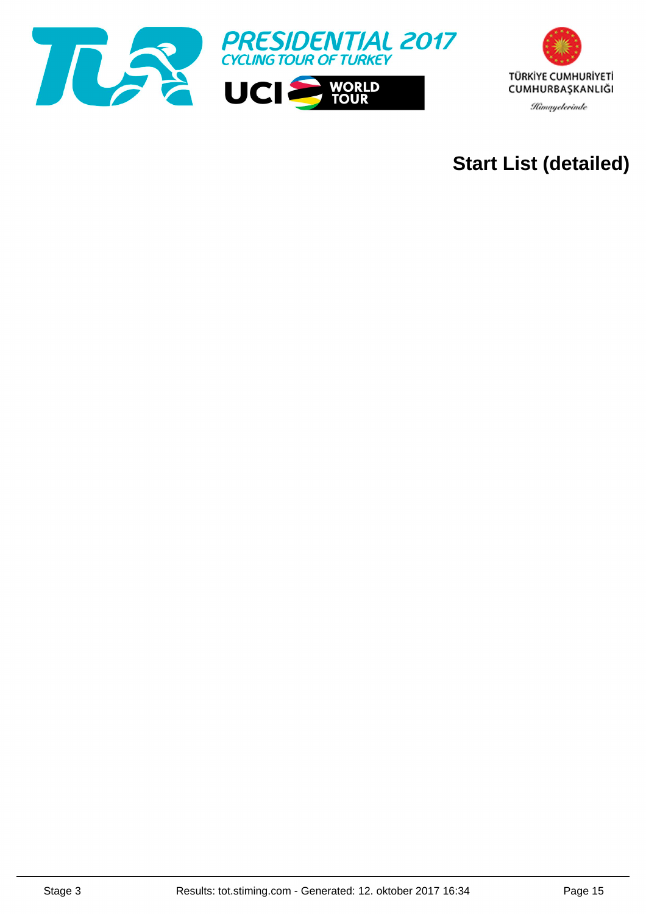# Start List (detailed)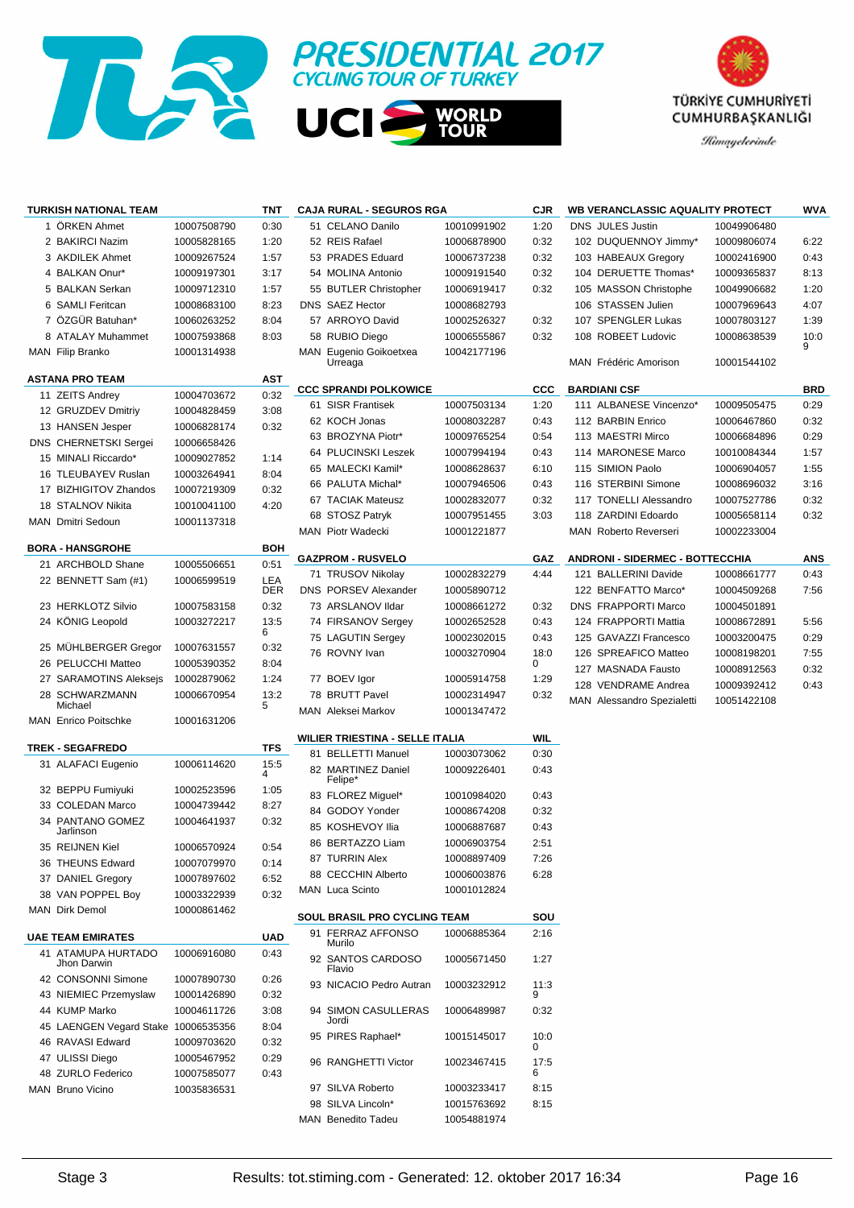PRESIDENTIAL 2017
CYCLING TOUR OF TURKEY

UCI WORLD TOUR

TÜRKİYE CUMHURİYETİ CUMHURBAŞKANLIĞI

Himayelerinde

| TURKISH NATIONAL TEAM | | TNT |
|---|---|---|
| 1 ÖRKEN Ahmet | 10007508790 | 0:30 |
| 2 BAKIRCI Nazim | 10005828165 | 1:20 |
| 3 AKDILEK Ahmet | 10009267524 | 1:57 |
| 4 BALKAN Onur* | 10009197301 | 3:17 |
| 5 BALKAN Serkan | 10009712310 | 1:57 |
| 6 SAMLI Feritcan | 10008683100 | 8:23 |
| 7 ÖZGÜR Batuhan* | 10060263252 | 8:04 |
| 8 ATALAY Muhammet | 10007593868 | 8:03 |
| MAN Filip Branko | 10001314938 | |

| ASTANA PRO TEAM | | AST |
|---|---|---|
| 11 ZEITS Andrey | 10004703672 | 0:32 |
| 12 GRUZDEV Dmitriy | 10004828459 | 3:08 |
| 13 HANSEN Jesper | 10006828174 | 0:32 |
| DNS CHERNETSKI Sergei | 10006658426 | |
| 15 MINALI Riccardo* | 10009027852 | 1:14 |
| 16 TLEUBAYEV Ruslan | 10003264941 | 8:04 |
| 17 BIZHIGITOV Zhandos | 10007219309 | 0:32 |
| 18 STALNOV Nikita | 10010041100 | 4:20 |
| MAN Dmitri Sedoun | 10001137318 | |

| BORA - HANSGROHE | | BOH |
|---|---|---|
| 21 ARCHBOLD Shane | 10005506651 | 0:51 |
| 22 BENNETT Sam (#1) | 10006599519 | LEADER |
| 23 HERKLOTZ Silvio | 10007583158 | 0:32 |
| 24 KÖNIG Leopold | 10003272217 | 13:56 |
| 25 MÜHLBERGER Gregor | 10007631557 | 0:32 |
| 26 PELUCCHI Matteo | 10005390352 | 8:04 |
| 27 SARAMOTINS Aleksejs | 10002879062 | 1:24 |
| 28 SCHWARZMANN Michael | 10006670954 | 13:25 |
| MAN Enrico Poitschke | 10001631206 | |

| TREK - SEGAFREDO | | TFS |
|---|---|---|
| 31 ALAFACI Eugenio | 10006114620 | 15:54 |
| 32 BEPPU Fumiyuki | 10002523596 | 1:05 |
| 33 COLEDAN Marco | 10004739442 | 8:27 |
| 34 PANTANO GOMEZ Jarlinson | 10004641937 | 0:32 |
| 35 REIJNEN Kiel | 10006570924 | 0:54 |
| 36 THEUNS Edward | 10007079970 | 0:14 |
| 37 DANIEL Gregory | 10007897602 | 6:52 |
| 38 VAN POPPEL Boy | 10003322939 | 0:32 |
| MAN Dirk Demol | 10000861462 | |

| UAE TEAM EMIRATES | | UAD |
|---|---|---|
| 41 ATAMUPA HURTADO Jhon Darwin | 10006916080 | 0:43 |
| 42 CONSONNI Simone | 10007890730 | 0:26 |
| 43 NIEMIEC Przemyslaw | 10001426890 | 0:32 |
| 44 KUMP Marko | 10004611726 | 3:08 |
| 45 LAENGEN Vegard Stake | 10006535356 | 8:04 |
| 46 RAVASI Edward | 10009703620 | 0:32 |
| 47 ULISSI Diego | 10005467952 | 0:29 |
| 48 ZURLO Federico | 10007585077 | 0:43 |
| MAN Bruno Vicino | 10035836531 | |

| CAJA RURAL - SEGUROS RGA | | CJR |
|---|---|---|
| 51 CELANO Danilo | 10010991902 | 1:20 |
| 52 REIS Rafael | 10006878900 | 0:32 |
| 53 PRADES Eduard | 10006737238 | 0:32 |
| 54 MOLINA Antonio | 10009191540 | 0:32 |
| 55 BUTLER Christopher | 10006919417 | 0:32 |
| DNS SAEZ Hector | 10008682793 | |
| 57 ARROYO David | 10002526327 | 0:32 |
| 58 RUBIO Diego | 10006555867 | 0:32 |
| MAN Eugenio Goikoetxea Urreaga | 10042177196 | |

| CCC SPRANDI POLKOWICE | | CCC |
|---|---|---|
| 61 SISR Frantisek | 10007503134 | 1:20 |
| 62 KOCH Jonas | 10008032287 | 0:43 |
| 63 BROZYNA Piotr* | 10009765254 | 0:54 |
| 64 PLUCINSKI Leszek | 10007994194 | 0:43 |
| 65 MALECKI Kamil* | 10008628637 | 6:10 |
| 66 PALUTA Michal* | 10007946506 | 0:43 |
| 67 TACIAK Mateusz | 10002832077 | 0:32 |
| 68 STOSZ Patryk | 10007951455 | 3:03 |
| MAN Piotr Wadecki | 10001221877 | |

| GAZPROM - RUSVELO | | GAZ |
|---|---|---|
| 71 TRUSOV Nikolay | 10002832279 | 4:44 |
| DNS PORSEV Alexander | 10005890712 | |
| 73 ARSLANOV Ildar | 10008661272 | 0:32 |
| 74 FIRSANOV Sergey | 10002652528 | 0:43 |
| 75 LAGUTIN Sergey | 10002302015 | 0:43 |
| 76 ROVNY Ivan | 10003270904 | 18:00 |
| 77 BOEV Igor | 10005914758 | 1:29 |
| 78 BRUTT Pavel | 10002314947 | 0:32 |
| MAN Aleksei Markov | 10001347472 | |

| WILIER TRIESTINA - SELLE ITALIA | | WIL |
|---|---|---|
| 81 BELLETTI Manuel | 10003073062 | 0:30 |
| 82 MARTINEZ Daniel Felipe* | 10009226401 | 0:43 |
| 83 FLOREZ Miguel* | 10010984020 | 0:43 |
| 84 GODOY Yonder | 10008674208 | 0:32 |
| 85 KOSHEVOY Ilia | 10006887687 | 0:43 |
| 86 BERTAZZO Liam | 10006903754 | 2:51 |
| 87 TURRIN Alex | 10008897409 | 7:26 |
| 88 CECCHIN Alberto | 10006003876 | 6:28 |
| MAN Luca Scinto | 10001012824 | |

| SOUL BRASIL PRO CYCLING TEAM | | SOU |
|---|---|---|
| 91 FERRAZ AFFONSO Murilo | 10006885364 | 2:16 |
| 92 SANTOS CARDOSO Flavio | 10005671450 | 1:27 |
| 93 NICACIO Pedro Autran | 10003232912 | 11:39 |
| 94 SIMON CASULLERAS Jordi | 10006489987 | 0:32 |
| 95 PIRES Raphael* | 10015145017 | 10:00 |
| 96 RANGHETTI Victor | 10023467415 | 17:56 |
| 97 SILVA Roberto | 10003233417 | 8:15 |
| 98 SILVA Lincoln* | 10015763692 | 8:15 |
| MAN Benedito Tadeu | 10054881974 | |

| WB VERANCLASSIC AQUALITY PROTECT | | WVA |
|---|---|---|
| DNS JULES Justin | 10049906480 | |
| 102 DUQUENNOY Jimmy* | 10009806074 | 6:22 |
| 103 HABEAUX Gregory | 10002416900 | 0:43 |
| 104 DERUETTE Thomas* | 10009365837 | 8:13 |
| 105 MASSON Christophe | 10049906682 | 1:20 |
| 106 STASSEN Julien | 10007969643 | 4:07 |
| 107 SPENGLER Lukas | 10007803127 | 1:39 |
| 108 ROBEET Ludovic | 10008638539 | 10:09 |
| MAN Frédéric Amorison | 10001544102 | |

| BARDIANI CSF | | BRD |
|---|---|---|
| 111 ALBANESE Vincenzo* | 10009505475 | 0:29 |
| 112 BARBIN Enrico | 10006467860 | 0:32 |
| 113 MAESTRI Mirco | 10006684896 | 0:29 |
| 114 MARONESE Marco | 10010084344 | 1:57 |
| 115 SIMION Paolo | 10006904057 | 1:55 |
| 116 STERBINI Simone | 10008696032 | 3:16 |
| 117 TONELLI Alessandro | 10007527786 | 0:32 |
| 118 ZARDINI Edoardo | 10005658114 | 0:32 |
| MAN Roberto Reverseri | 10002233004 | |

| ANDRONI - SIDERMEC - BOTTECCHIA | | ANS |
|---|---|---|
| 121 BALLERINI Davide | 10008661777 | 0:43 |
| 122 BENFATTO Marco* | 10004509268 | 7:56 |
| DNS FRAPPORTI Marco | 10004501891 | |
| 124 FRAPPORTI Mattia | 10008672891 | 5:56 |
| 125 GAVAZZI Francesco | 10003200475 | 0:29 |
| 126 SPREAFICO Matteo | 10008198201 | 7:55 |
| 127 MASNADA Fausto | 10008912563 | 0:32 |
| 128 VENDRAME Andrea | 10009392412 | 0:43 |
| MAN Alessandro Spezialetti | 10051422108 | |

Stage 3 — Results: tot.stiming.com - Generated: 12. oktober 2017 16:34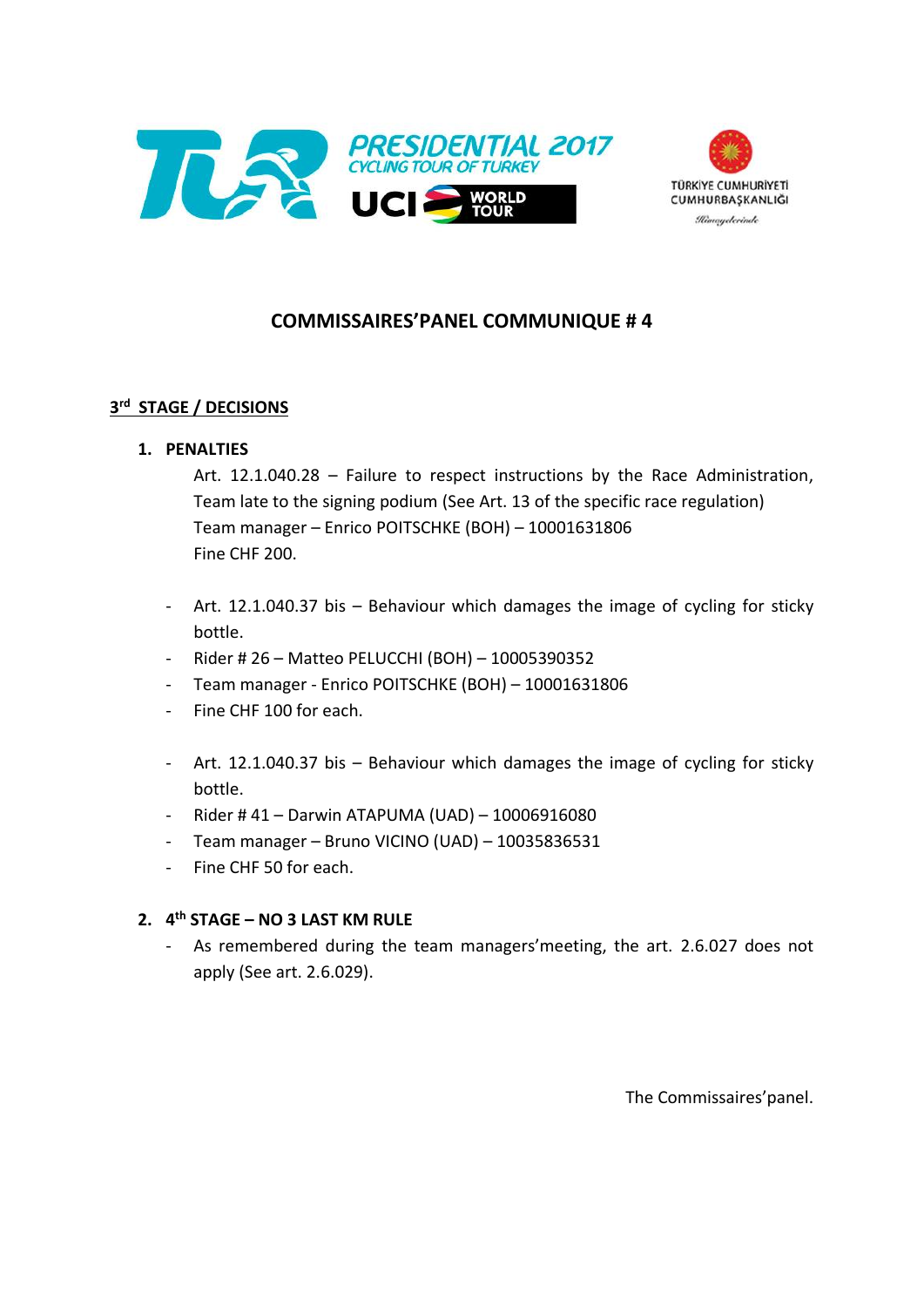PRESIDENTIAL 2017
CYCLING TOUR OF TURKEY
UCI WORLD TOUR

TÜRKİYE CUMHURİYETİ
CUMHURBAŞKANLIĞI
Himayelerinde

## COMMISSAIRES'PANEL COMMUNIQUE # 4

### 3rd STAGE / DECISIONS

**1. PENALTIES**

Art. 12.1.040.28 – Failure to respect instructions by the Race Administration, Team late to the signing podium (See Art. 13 of the specific race regulation)
Team manager – Enrico POITSCHKE (BOH) – 10001631806
Fine CHF 200.

- Art. 12.1.040.37 bis – Behaviour which damages the image of cycling for sticky bottle.
- Rider # 26 – Matteo PELUCCHI (BOH) – 10005390352
- Team manager - Enrico POITSCHKE (BOH) – 10001631806
- Fine CHF 100 for each.

- Art. 12.1.040.37 bis – Behaviour which damages the image of cycling for sticky bottle.
- Rider # 41 – Darwin ATAPUMA (UAD) – 10006916080
- Team manager – Bruno VICINO (UAD) – 10035836531
- Fine CHF 50 for each.

**2. 4th STAGE – NO 3 LAST KM RULE**

- As remembered during the team managers'meeting, the art. 2.6.027 does not apply (See art. 2.6.029).

The Commissaires'panel.